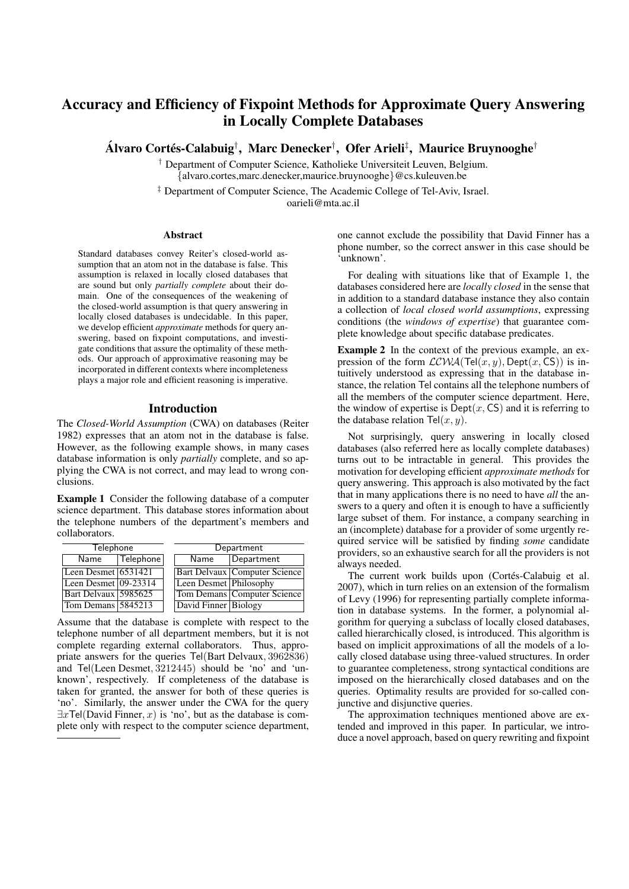# Accuracy and Efficiency of Fixpoint Methods for Approximate Query Answering in Locally Complete Databases

**Álvaro Cortés-Calabuig[†], Marc Denecker[†], Ofer Arieli[‡], Maurice Bruynooghe[†]**

[†] Department of Computer Science, Katholieke Universiteit Leuven, Belgium.
{alvaro.cortes,marc.denecker,maurice.bruynooghe}@cs.kuleuven.be

[‡] Department of Computer Science, The Academic College of Tel-Aviv, Israel.
oarieli@mta.ac.il

## Abstract

Standard databases convey Reiter's closed-world assumption that an atom not in the database is false. This assumption is relaxed in locally closed databases that are sound but only *partially complete* about their domain. One of the consequences of the weakening of the closed-world assumption is that query answering in locally closed databases is undecidable. In this paper, we develop efficient *approximate* methods for query answering, based on fixpoint computations, and investigate conditions that assure the optimality of these methods. Our approach of approximative reasoning may be incorporated in different contexts where incompleteness plays a major role and efficient reasoning is imperative.

## Introduction

The *Closed-World Assumption* (CWA) on databases (Reiter 1982) expresses that an atom not in the database is false. However, as the following example shows, in many cases database information is only *partially* complete, and so applying the CWA is not correct, and may lead to wrong conclusions.

**Example 1** Consider the following database of a computer science department. This database stores information about the telephone numbers of the department's members and collaborators.

| Telephone | |
|---|---|
| Name | Telephone |
| Leen Desmet | 6531421 |
| Leen Desmet | 09-23314 |
| Bart Delvaux | 5985625 |
| Tom Demans | 5845213 |

| Department | |
|---|---|
| Name | Department |
| Bart Delvaux | Computer Science |
| Leen Desmet | Philosophy |
| Tom Demans | Computer Science |
| David Finner | Biology |

Assume that the database is complete with respect to the telephone number of all department members, but it is not complete regarding external collaborators. Thus, appropriate answers for the queries $\mathsf{Tel}(\text{Bart Delvaux}, 3962836)$ and $\mathsf{Tel}(\text{Leen Desmet}, 3212445)$ should be 'no' and 'unknown', respectively. If completeness of the database is taken for granted, the answer for both of these queries is 'no'. Similarly, the answer under the CWA for the query $\exists x \mathsf{Tel}(\text{David Finner}, x)$ is 'no', but as the database is complete only with respect to the computer science department, one cannot exclude the possibility that David Finner has a phone number, so the correct answer in this case should be 'unknown'.

For dealing with situations like that of Example 1, the databases considered here are *locally closed* in the sense that in addition to a standard database instance they also contain a collection of *local closed world assumptions*, expressing conditions (the *windows of expertise*) that guarantee complete knowledge about specific database predicates.

**Example 2** In the context of the previous example, an expression of the form $\mathcal{LCWA}(\mathsf{Tel}(x, y), \mathsf{Dept}(x, \mathsf{CS}))$ is intuitively understood as expressing that in the database instance, the relation $\mathsf{Tel}$ contains all the telephone numbers of all the members of the computer science department. Here, the window of expertise is $\mathsf{Dept}(x, \mathsf{CS})$ and it is referring to the database relation $\mathsf{Tel}(x, y)$.

Not surprisingly, query answering in locally closed databases (also referred here as locally complete databases) turns out to be intractable in general. This provides the motivation for developing efficient *approximate methods* for query answering. This approach is also motivated by the fact that in many applications there is no need to have *all* the answers to a query and often it is enough to have a sufficiently large subset of them. For instance, a company searching in an (incomplete) database for a provider of some urgently required service will be satisfied by finding *some* candidate providers, so an exhaustive search for all the providers is not always needed.

The current work builds upon (Cortés-Calabuig et al. 2007), which in turn relies on an extension of the formalism of Levy (1996) for representing partially complete information in database systems. In the former, a polynomial algorithm for querying a subclass of locally closed databases, called hierarchically closed, is introduced. This algorithm is based on implicit approximations of all the models of a locally closed database using three-valued structures. In order to guarantee completeness, strong syntactical conditions are imposed on the hierarchically closed databases and on the queries. Optimality results are provided for so-called conjunctive and disjunctive queries.

The approximation techniques mentioned above are extended and improved in this paper. In particular, we introduce a novel approach, based on query rewriting and fixpoint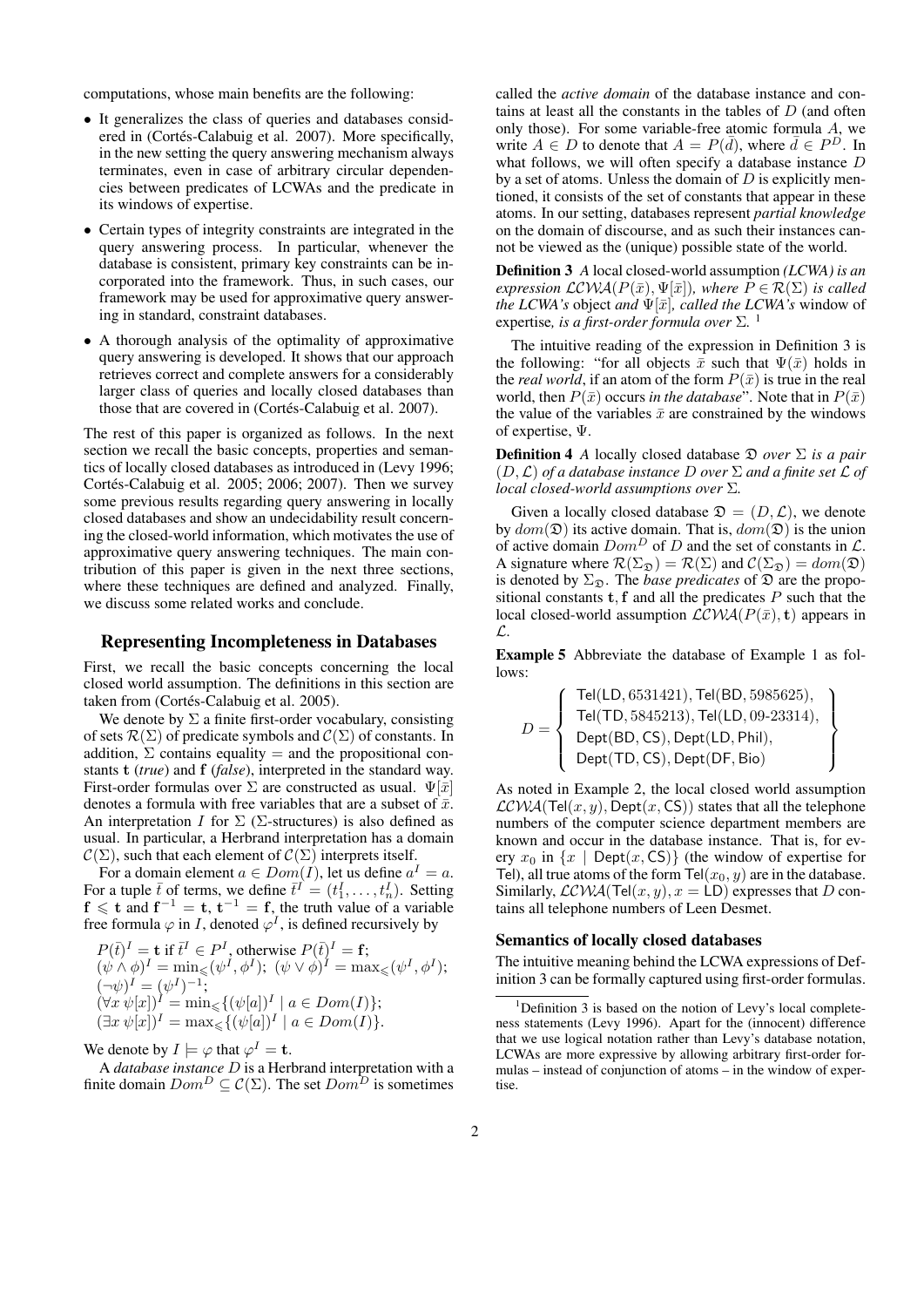computations, whose main benefits are the following:

- It generalizes the class of queries and databases considered in (Cortés-Calabuig et al. 2007). More specifically, in the new setting the query answering mechanism always terminates, even in case of arbitrary circular dependencies between predicates of LCWAs and the predicate in its windows of expertise.
- Certain types of integrity constraints are integrated in the query answering process. In particular, whenever the database is consistent, primary key constraints can be incorporated into the framework. Thus, in such cases, our framework may be used for approximative query answering in standard, constraint databases.
- A thorough analysis of the optimality of approximative query answering is developed. It shows that our approach retrieves correct and complete answers for a considerably larger class of queries and locally closed databases than those that are covered in (Cortés-Calabuig et al. 2007).

The rest of this paper is organized as follows. In the next section we recall the basic concepts, properties and semantics of locally closed databases as introduced in (Levy 1996; Cortés-Calabuig et al. 2005; 2006; 2007). Then we survey some previous results regarding query answering in locally closed databases and show an undecidability result concerning the closed-world information, which motivates the use of approximative query answering techniques. The main contribution of this paper is given in the next three sections, where these techniques are defined and analyzed. Finally, we discuss some related works and conclude.

## Representing Incompleteness in Databases

First, we recall the basic concepts concerning the local closed world assumption. The definitions in this section are taken from (Cortés-Calabuig et al. 2005).

We denote by $\Sigma$ a finite first-order vocabulary, consisting of sets $\mathcal{R}(\Sigma)$ of predicate symbols and $\mathcal{C}(\Sigma)$ of constants. In addition, $\Sigma$ contains equality $=$ and the propositional constants $\mathbf{t}$ (*true*) and $\mathbf{f}$ (*false*), interpreted in the standard way. First-order formulas over $\Sigma$ are constructed as usual. $\Psi[\bar{x}]$ denotes a formula with free variables that are a subset of $\bar{x}$. An interpretation $I$ for $\Sigma$ ($\Sigma$-structures) is also defined as usual. In particular, a Herbrand interpretation has a domain $\mathcal{C}(\Sigma)$, such that each element of $\mathcal{C}(\Sigma)$ interprets itself.

For a domain element $a \in Dom(I)$, let us define $a^I = a$. For a tuple $\bar{t}$ of terms, we define $\bar{t}^I = (t_1^I, \ldots, t_n^I)$. Setting $\mathbf{f} \leqslant \mathbf{t}$ and $\mathbf{f}^{-1} = \mathbf{t}$, $\mathbf{t}^{-1} = \mathbf{f}$, the truth value of a variable free formula $\varphi$ in $I$, denoted $\varphi^I$, is defined recursively by

$P(\bar{t})^I = \mathbf{t}$ if $\bar{t}^I \in P^I$, otherwise $P(\bar{t})^I = \mathbf{f}$;
$(\psi \wedge \phi)^I = \min_{\leqslant}(\psi^I, \phi^I)$; $(\psi \vee \phi)^I = \max_{\leqslant}(\psi^I, \phi^I)$;
$(\neg\psi)^I = (\psi^I)^{-1}$;
$(\forall x\, \psi[x])^I = \min_{\leqslant}\{(\psi[a])^I \mid a \in Dom(I)\}$;
$(\exists x\, \psi[x])^I = \max_{\leqslant}\{(\psi[a])^I \mid a \in Dom(I)\}$.

We denote by $I \models \varphi$ that $\varphi^I = \mathbf{t}$.

A *database instance* $D$ is a Herbrand interpretation with a finite domain $Dom^D \subseteq \mathcal{C}(\Sigma)$. The set $Dom^D$ is sometimes called the *active domain* of the database instance and contains at least all the constants in the tables of $D$ (and often only those). For some variable-free atomic formula $A$, we write $A \in D$ to denote that $A = P(\bar{d})$, where $\bar{d} \in P^D$. In what follows, we will often specify a database instance $D$ by a set of atoms. Unless the domain of $D$ is explicitly mentioned, it consists of the set of constants that appear in these atoms. In our setting, databases represent *partial knowledge* on the domain of discourse, and as such their instances cannot be viewed as the (unique) possible state of the world.

**Definition 3** *A* local closed-world assumption *(LCWA) is an expression $\mathcal{LCWA}(P(\bar{x}), \Psi[\bar{x}])$, where $P \in \mathcal{R}(\Sigma)$ is called the LCWA's* object *and $\Psi[\bar{x}]$, called the LCWA's* window of expertise*, is a first-order formula over $\Sigma$.* [1]

The intuitive reading of the expression in Definition 3 is the following: "for all objects $\bar{x}$ such that $\Psi(\bar{x})$ holds in the *real world*, if an atom of the form $P(\bar{x})$ is true in the real world, then $P(\bar{x})$ occurs *in the database*". Note that in $P(\bar{x})$ the value of the variables $\bar{x}$ are constrained by the windows of expertise, $\Psi$.

**Definition 4** *A locally closed database $\mathfrak{D}$ over $\Sigma$ is a pair $(D, \mathcal{L})$ of a database instance $D$ over $\Sigma$ and a finite set $\mathcal{L}$ of local closed-world assumptions over $\Sigma$.*

Given a locally closed database $\mathfrak{D} = (D, \mathcal{L})$, we denote by $dom(\mathfrak{D})$ its active domain. That is, $dom(\mathfrak{D})$ is the union of active domain $Dom^D$ of $D$ and the set of constants in $\mathcal{L}$. A signature where $\mathcal{R}(\Sigma_{\mathfrak{D}}) = \mathcal{R}(\Sigma)$ and $\mathcal{C}(\Sigma_{\mathfrak{D}}) = dom(\mathfrak{D})$ is denoted by $\Sigma_{\mathfrak{D}}$. The *base predicates* of $\mathfrak{D}$ are the propositional constants $\mathbf{t}, \mathbf{f}$ and all the predicates $P$ such that the local closed-world assumption $\mathcal{LCWA}(P(\bar{x}), \mathbf{t})$ appears in $\mathcal{L}$.

**Example 5** Abbreviate the database of Example 1 as follows:

$$D = \left\{ \begin{array}{l} \mathsf{Tel}(\mathsf{LD}, 6531421), \mathsf{Tel}(\mathsf{BD}, 5985625), \\ \mathsf{Tel}(\mathsf{TD}, 5845213), \mathsf{Tel}(\mathsf{LD}, 09\text{-}23314), \\ \mathsf{Dept}(\mathsf{BD}, \mathsf{CS}), \mathsf{Dept}(\mathsf{LD}, \mathsf{Phil}), \\ \mathsf{Dept}(\mathsf{TD}, \mathsf{CS}), \mathsf{Dept}(\mathsf{DF}, \mathsf{Bio}) \end{array} \right\}$$

As noted in Example 2, the local closed world assumption $\mathcal{LCWA}(\mathsf{Tel}(x, y), \mathsf{Dept}(x, \mathsf{CS}))$ states that all the telephone numbers of the computer science department members are known and occur in the database instance. That is, for every $x_0$ in $\{x \mid \mathsf{Dept}(x, \mathsf{CS})\}$ (the window of expertise for Tel), all true atoms of the form $\mathsf{Tel}(x_0, y)$ are in the database. Similarly, $\mathcal{LCWA}(\mathsf{Tel}(x, y), x = \mathsf{LD})$ expresses that $D$ contains all telephone numbers of Leen Desmet.

### Semantics of locally closed databases

The intuitive meaning behind the LCWA expressions of Definition 3 can be formally captured using first-order formulas.

[1] Definition 3 is based on the notion of Levy's local completeness statements (Levy 1996). Apart for the (innocent) difference that we use logical notation rather than Levy's database notation, LCWAs are more expressive by allowing arbitrary first-order formulas – instead of conjunction of atoms – in the window of expertise.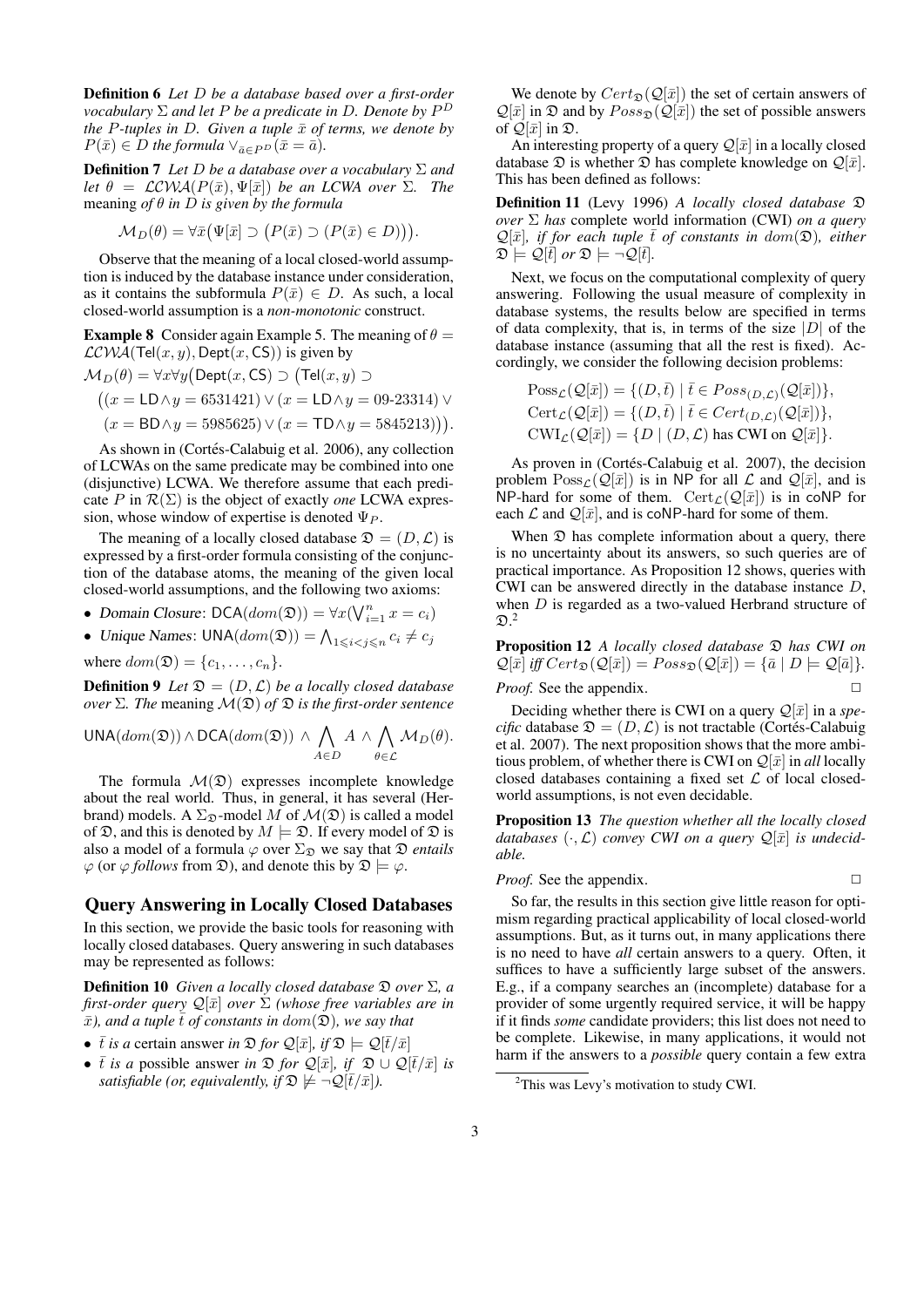**Definition 6** *Let $D$ be a database based over a first-order vocabulary $\Sigma$ and let $P$ be a predicate in $D$. Denote by $P^D$ the $P$-tuples in $D$. Given a tuple $\bar{x}$ of terms, we denote by $P(\bar{x}) \in D$ the formula $\vee_{\bar{a} \in P^D}(\bar{x} = \bar{a})$.*

**Definition 7** *Let $D$ be a database over a vocabulary $\Sigma$ and let $\theta = \mathcal{LCWA}(P(\bar{x}), \Psi[\bar{x}])$ be an LCWA over $\Sigma$. The* meaning *of $\theta$ in $D$ is given by the formula*

$$\mathcal{M}_D(\theta) = \forall \bar{x}\big(\Psi[\bar{x}] \supset \big(P(\bar{x}) \supset (P(\bar{x}) \in D)\big)\big).$$

Observe that the meaning of a local closed-world assumption is induced by the database instance under consideration, as it contains the subformula $P(\bar{x}) \in D$. As such, a local closed-world assumption is a *non-monotonic* construct.

**Example 8** Consider again Example 5. The meaning of $\theta = \mathcal{LCWA}(\mathsf{Tel}(x,y), \mathsf{Dept}(x, \mathsf{CS}))$ is given by

$$\mathcal{M}_D(\theta) = \forall x \forall y \big(\mathsf{Dept}(x, \mathsf{CS}) \supset \big(\mathsf{Tel}(x,y) \supset$$
$$\big((x = \mathsf{LD} \wedge y = 6531421) \vee (x = \mathsf{LD} \wedge y = 09\text{-}23314) \vee$$
$$(x = \mathsf{BD} \wedge y = 5985625) \vee (x = \mathsf{TD} \wedge y = 5845213)\big)\big).$$

As shown in (Cortés-Calabuig et al. 2006), any collection of LCWAs on the same predicate may be combined into one (disjunctive) LCWA. We therefore assume that each predicate $P$ in $\mathcal{R}(\Sigma)$ is the object of exactly *one* LCWA expression, whose window of expertise is denoted $\Psi_P$.

The meaning of a locally closed database $\mathfrak{D} = (D, \mathcal{L})$ is expressed by a first-order formula consisting of the conjunction of the database atoms, the meaning of the given local closed-world assumptions, and the following two axioms:

- Domain Closure: $\mathsf{DCA}(dom(\mathfrak{D})) = \forall x (\bigvee_{i=1}^{n} x = c_i)$
- Unique Names: $\mathsf{UNA}(dom(\mathfrak{D})) = \bigwedge_{1 \leqslant i < j \leqslant n} c_i \neq c_j$

where $dom(\mathfrak{D}) = \{c_1, \ldots, c_n\}$.

**Definition 9** *Let $\mathfrak{D} = (D, \mathcal{L})$ be a locally closed database over $\Sigma$. The* meaning *$\mathcal{M}(\mathfrak{D})$ of $\mathfrak{D}$ is the first-order sentence*

$$\mathsf{UNA}(dom(\mathfrak{D})) \wedge \mathsf{DCA}(dom(\mathfrak{D})) \wedge \bigwedge_{A \in D} A \wedge \bigwedge_{\theta \in \mathcal{L}} \mathcal{M}_D(\theta).$$

The formula $\mathcal{M}(\mathfrak{D})$ expresses incomplete knowledge about the real world. Thus, in general, it has several (Herbrand) models. A $\Sigma_{\mathfrak{D}}$-model $M$ of $\mathcal{M}(\mathfrak{D})$ is called a model of $\mathfrak{D}$, and this is denoted by $M \models \mathfrak{D}$. If every model of $\mathfrak{D}$ is also a model of a formula $\varphi$ over $\Sigma_{\mathfrak{D}}$ we say that $\mathfrak{D}$ *entails* $\varphi$ (or $\varphi$ *follows* from $\mathfrak{D}$), and denote this by $\mathfrak{D} \models \varphi$.

## Query Answering in Locally Closed Databases

In this section, we provide the basic tools for reasoning with locally closed databases. Query answering in such databases may be represented as follows:

**Definition 10** *Given a locally closed database $\mathfrak{D}$ over $\Sigma$, a first-order query $\mathcal{Q}[\bar{x}]$ over $\Sigma$ (whose free variables are in $\bar{x}$), and a tuple $\bar{t}$ of constants in $dom(\mathfrak{D})$, we say that*

- *$\bar{t}$ is a* certain answer *in $\mathfrak{D}$ for $\mathcal{Q}[\bar{x}]$, if $\mathfrak{D} \models \mathcal{Q}[\bar{t}/\bar{x}]$*
- *$\bar{t}$ is a* possible answer *in $\mathfrak{D}$ for $\mathcal{Q}[\bar{x}]$, if $\mathfrak{D} \cup \mathcal{Q}[\bar{t}/\bar{x}]$ is satisfiable (or, equivalently, if $\mathfrak{D} \not\models \neg\mathcal{Q}[\bar{t}/\bar{x}]$).*

We denote by $Cert_{\mathfrak{D}}(\mathcal{Q}[\bar{x}])$ the set of certain answers of $\mathcal{Q}[\bar{x}]$ in $\mathfrak{D}$ and by $Poss_{\mathfrak{D}}(\mathcal{Q}[\bar{x}])$ the set of possible answers of $\mathcal{Q}[\bar{x}]$ in $\mathfrak{D}$.

An interesting property of a query $\mathcal{Q}[\bar{x}]$ in a locally closed database $\mathfrak{D}$ is whether $\mathfrak{D}$ has complete knowledge on $\mathcal{Q}[\bar{x}]$. This has been defined as follows:

**Definition 11** (Levy 1996) *A locally closed database $\mathfrak{D}$ over $\Sigma$ has* complete world information (CWI) *on a query $\mathcal{Q}[\bar{x}]$, if for each tuple $\bar{t}$ of constants in $dom(\mathfrak{D})$, either $\mathfrak{D} \models \mathcal{Q}[\bar{t}]$ or $\mathfrak{D} \models \neg\mathcal{Q}[\bar{t}]$.*

Next, we focus on the computational complexity of query answering. Following the usual measure of complexity in database systems, the results below are specified in terms of data complexity, that is, in terms of the size $|D|$ of the database instance (assuming that all the rest is fixed). Accordingly, we consider the following decision problems:

$$\mathrm{Poss}_{\mathcal{L}}(\mathcal{Q}[\bar{x}]) = \{(D, \bar{t}) \mid \bar{t} \in Poss_{(D,\mathcal{L})}(\mathcal{Q}[\bar{x}])\},$$
$$\mathrm{Cert}_{\mathcal{L}}(\mathcal{Q}[\bar{x}]) = \{(D, \bar{t}) \mid \bar{t} \in Cert_{(D,\mathcal{L})}(\mathcal{Q}[\bar{x}])\},$$
$$\mathrm{CWI}_{\mathcal{L}}(\mathcal{Q}[\bar{x}]) = \{D \mid (D, \mathcal{L}) \text{ has CWI on } \mathcal{Q}[\bar{x}]\}.$$

As proven in (Cortés-Calabuig et al. 2007), the decision problem $\mathrm{Poss}_{\mathcal{L}}(\mathcal{Q}[\bar{x}])$ is in NP for all $\mathcal{L}$ and $\mathcal{Q}[\bar{x}]$, and is NP-hard for some of them. $\mathrm{Cert}_{\mathcal{L}}(\mathcal{Q}[\bar{x}])$ is in coNP for each $\mathcal{L}$ and $\mathcal{Q}[\bar{x}]$, and is coNP-hard for some of them.

When $\mathfrak{D}$ has complete information about a query, there is no uncertainty about its answers, so such queries are of practical importance. As Proposition 12 shows, queries with CWI can be answered directly in the database instance $D$, when $D$ is regarded as a two-valued Herbrand structure of $\mathfrak{D}$.[2]

**Proposition 12** *A locally closed database $\mathfrak{D}$ has CWI on $\mathcal{Q}[\bar{x}]$ iff $Cert_{\mathfrak{D}}(\mathcal{Q}[\bar{x}]) = Poss_{\mathfrak{D}}(\mathcal{Q}[\bar{x}]) = \{\bar{a} \mid D \models \mathcal{Q}[\bar{a}]\}$.*

*Proof.* See the appendix. □

Deciding whether there is CWI on a query $\mathcal{Q}[\bar{x}]$ in a *specific* database $\mathfrak{D} = (D, \mathcal{L})$ is not tractable (Cortés-Calabuig et al. 2007). The next proposition shows that the more ambitious problem, of whether there is CWI on $\mathcal{Q}[\bar{x}]$ in *all* locally closed databases containing a fixed set $\mathcal{L}$ of local closed-world assumptions, is not even decidable.

**Proposition 13** *The question whether all the locally closed databases $(\cdot, \mathcal{L})$ convey CWI on a query $\mathcal{Q}[\bar{x}]$ is undecidable.*

*Proof.* See the appendix. □

So far, the results in this section give little reason for optimism regarding practical applicability of local closed-world assumptions. But, as it turns out, in many applications there is no need to have *all* certain answers to a query. Often, it suffices to have a sufficiently large subset of the answers. E.g., if a company searches an (incomplete) database for a provider of some urgently required service, it will be happy if it finds *some* candidate providers; this list does not need to be complete. Likewise, in many applications, it would not harm if the answers to a *possible* query contain a few extra

[2] This was Levy's motivation to study CWI.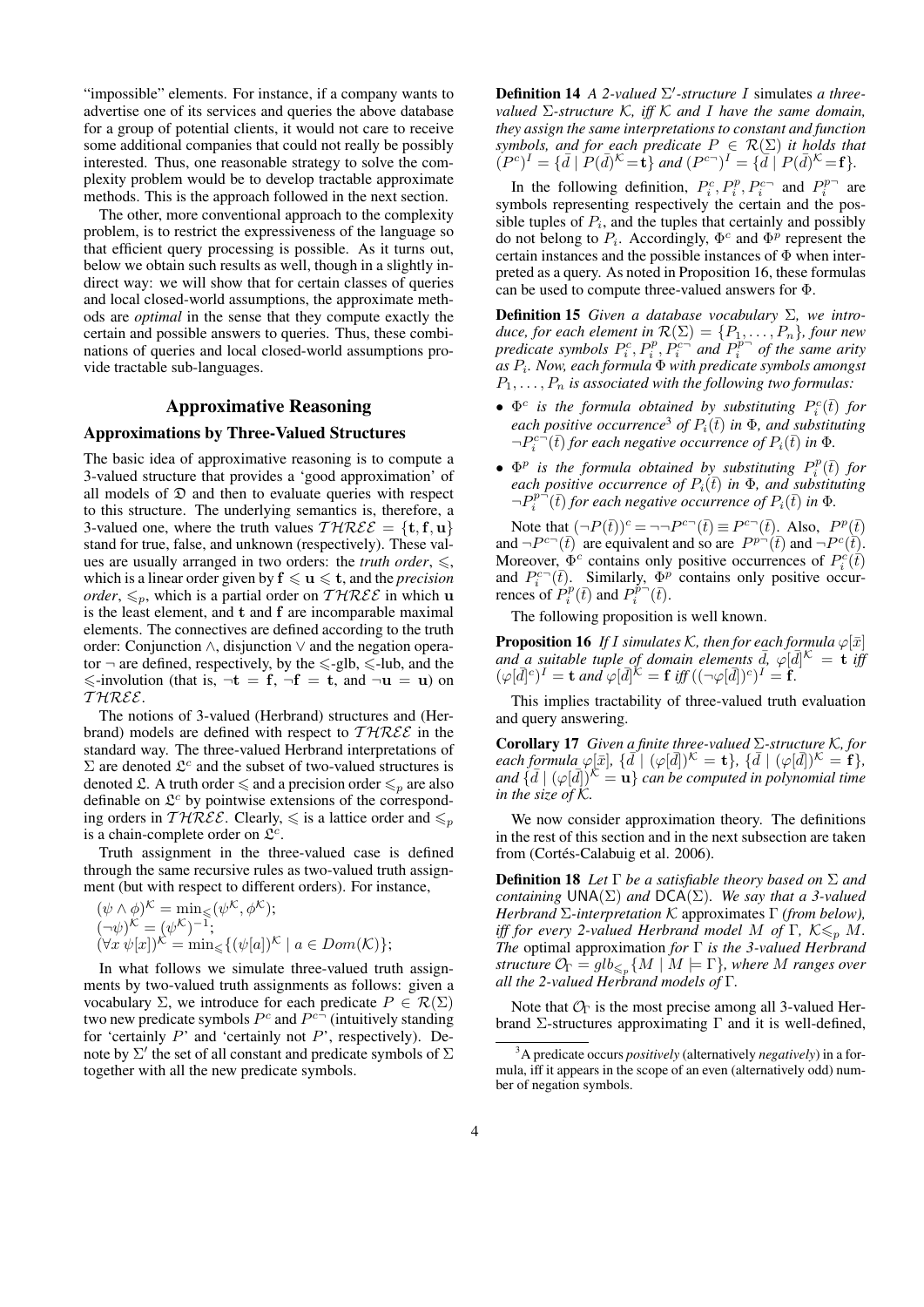"impossible" elements. For instance, if a company wants to advertise one of its services and queries the above database for a group of potential clients, it would not care to receive some additional companies that could not really be possibly interested. Thus, one reasonable strategy to solve the complexity problem would be to develop tractable approximate methods. This is the approach followed in the next section.

The other, more conventional approach to the complexity problem, is to restrict the expressiveness of the language so that efficient query processing is possible. As it turns out, below we obtain such results as well, though in a slightly indirect way: we will show that for certain classes of queries and local closed-world assumptions, the approximate methods are *optimal* in the sense that they compute exactly the certain and possible answers to queries. Thus, these combinations of queries and local closed-world assumptions provide tractable sub-languages.

# Approximative Reasoning

## Approximations by Three-Valued Structures

The basic idea of approximative reasoning is to compute a 3-valued structure that provides a 'good approximation' of all models of $\mathfrak{D}$ and then to evaluate queries with respect to this structure. The underlying semantics is, therefore, a 3-valued one, where the truth values $\mathcal{THREE} = \{\mathbf{t}, \mathbf{f}, \mathbf{u}\}$ stand for true, false, and unknown (respectively). These values are usually arranged in two orders: the *truth order*, $\leqslant$, which is a linear order given by $\mathbf{f} \leqslant \mathbf{u} \leqslant \mathbf{t}$, and the *precision order*, $\leqslant_p$, which is a partial order on $\mathcal{THREE}$ in which $\mathbf{u}$ is the least element, and $\mathbf{t}$ and $\mathbf{f}$ are incomparable maximal elements. The connectives are defined according to the truth order: Conjunction $\wedge$, disjunction $\vee$ and the negation operator $\neg$ are defined, respectively, by the $\leqslant$-glb, $\leqslant$-lub, and the $\leqslant$-involution (that is, $\neg\mathbf{t} = \mathbf{f}$, $\neg\mathbf{f} = \mathbf{t}$, and $\neg\mathbf{u} = \mathbf{u}$) on $\mathcal{THREE}$.

The notions of 3-valued (Herbrand) structures and (Herbrand) models are defined with respect to $\mathcal{THREE}$ in the standard way. The three-valued Herbrand interpretations of $\Sigma$ are denoted $\mathfrak{L}^c$ and the subset of two-valued structures is denoted $\mathfrak{L}$. A truth order $\leqslant$ and a precision order $\leqslant_p$ are also definable on $\mathfrak{L}^c$ by pointwise extensions of the corresponding orders in $\mathcal{THREE}$. Clearly, $\leqslant$ is a lattice order and $\leqslant_p$ is a chain-complete order on $\mathfrak{L}^c$.

Truth assignment in the three-valued case is defined through the same recursive rules as two-valued truth assignment (but with respect to different orders). For instance,

$(\psi \wedge \phi)^{\mathcal{K}} = \min_{\leqslant}(\psi^{\mathcal{K}}, \phi^{\mathcal{K}})$;
$(\neg\psi)^{\mathcal{K}} = (\psi^{\mathcal{K}})^{-1}$;
$(\forall x\, \psi[x])^{\mathcal{K}} = \min_{\leqslant}\{(\psi[a])^{\mathcal{K}} \mid a \in Dom(\mathcal{K})\}$;

In what follows we simulate three-valued truth assignments by two-valued truth assignments as follows: given a vocabulary $\Sigma$, we introduce for each predicate $P \in \mathcal{R}(\Sigma)$ two new predicate symbols $P^c$ and $P^{c\neg}$ (intuitively standing for 'certainly $P$' and 'certainly not $P$', respectively). Denote by $\Sigma'$ the set of all constant and predicate symbols of $\Sigma$ together with all the new predicate symbols.

**Definition 14** *A 2-valued $\Sigma'$-structure $I$* simulates *a three-valued $\Sigma$-structure $\mathcal{K}$, iff $\mathcal{K}$ and $I$ have the same domain, they assign the same interpretations to constant and function symbols, and for each predicate $P \in \mathcal{R}(\Sigma)$ it holds that $(P^c)^I = \{\bar{d} \mid P(\bar{d})^{\mathcal{K}} = \mathbf{t}\}$ and $(P^{c\neg})^I = \{\bar{d} \mid P(\bar{d})^{\mathcal{K}} = \mathbf{f}\}$.*

In the following definition, $P_i^c, P_i^p, P_i^{c\neg}$ and $P_i^{p\neg}$ are symbols representing respectively the certain and the possible tuples of $P_i$, and the tuples that certainly and possibly do not belong to $P_i$. Accordingly, $\Phi^c$ and $\Phi^p$ represent the certain instances and the possible instances of $\Phi$ when interpreted as a query. As noted in Proposition 16, these formulas can be used to compute three-valued answers for $\Phi$.

**Definition 15** *Given a database vocabulary $\Sigma$, we introduce, for each element in $\mathcal{R}(\Sigma) = \{P_1, \ldots, P_n\}$, four new predicate symbols $P_i^c, P_i^p, P_i^{c\neg}$ and $P_i^{p\neg}$ of the same arity as $P_i$. Now, each formula $\Phi$ with predicate symbols amongst $P_1, \ldots, P_n$ is associated with the following two formulas:*

- *$\Phi^c$ is the formula obtained by substituting $P_i^c(\bar{t})$ for each positive occurrence[3] of $P_i(\bar{t})$ in $\Phi$, and substituting $\neg P_i^{c\neg}(\bar{t})$ for each negative occurrence of $P_i(\bar{t})$ in $\Phi$.*
- *$\Phi^p$ is the formula obtained by substituting $P_i^p(\bar{t})$ for each positive occurrence of $P_i(\bar{t})$ in $\Phi$, and substituting $\neg P_i^{p\neg}(\bar{t})$ for each negative occurrence of $P_i(\bar{t})$ in $\Phi$.*

Note that $(\neg P(\bar{t}))^c = \neg\neg P^{c\neg}(\bar{t}) \equiv P^{c\neg}(\bar{t})$. Also, $P^p(\bar{t})$ and $\neg P^{c\neg}(\bar{t})$ are equivalent and so are $P^{p\neg}(\bar{t})$ and $\neg P^c(\bar{t})$. Moreover, $\Phi^c$ contains only positive occurrences of $P_i^c(\bar{t})$ and $P_i^{c\neg}(\bar{t})$. Similarly, $\Phi^p$ contains only positive occurrences of $P_i^p(\bar{t})$ and $P_i^{p\neg}(\bar{t})$.

The following proposition is well known.

**Proposition 16** *If $I$ simulates $\mathcal{K}$, then for each formula $\varphi[\bar{x}]$ and a suitable tuple of domain elements $\bar{d}$, $\varphi[\bar{d}]^{\mathcal{K}} = \mathbf{t}$ iff $(\varphi[\bar{d}]^c)^I = \mathbf{t}$ and $\varphi[\bar{d}]^{\mathcal{K}} = \mathbf{f}$ iff $((\neg\varphi[\bar{d}])^c)^I = \mathbf{f}$.*

This implies tractability of three-valued truth evaluation and query answering.

**Corollary 17** *Given a finite three-valued $\Sigma$-structure $\mathcal{K}$, for each formula $\varphi[\bar{x}]$, $\{\bar{d} \mid (\varphi[\bar{d}])^{\mathcal{K}} = \mathbf{t}\}$, $\{\bar{d} \mid (\varphi[\bar{d}])^{\mathcal{K}} = \mathbf{f}\}$, and $\{\bar{d} \mid (\varphi[\bar{d}])^{\mathcal{K}} = \mathbf{u}\}$ can be computed in polynomial time in the size of $\mathcal{K}$.*

We now consider approximation theory. The definitions in the rest of this section and in the next subsection are taken from (Cortés-Calabuig et al. 2006).

**Definition 18** *Let $\Gamma$ be a satisfiable theory based on $\Sigma$ and containing $\mathsf{UNA}(\Sigma)$ and $\mathsf{DCA}(\Sigma)$. We say that a 3-valued Herbrand $\Sigma$-interpretation $\mathcal{K}$* approximates *$\Gamma$ (from below), iff for every 2-valued Herbrand model $M$ of $\Gamma$, $\mathcal{K} \leqslant_p M$. The* optimal approximation *for $\Gamma$ is the 3-valued Herbrand structure $\mathcal{O}_\Gamma = glb_{\leqslant_p}\{M \mid M \models \Gamma\}$, where $M$ ranges over all the 2-valued Herbrand models of $\Gamma$.*

Note that $\mathcal{O}_\Gamma$ is the most precise among all 3-valued Herbrand $\Sigma$-structures approximating $\Gamma$ and it is well-defined,

[3] A predicate occurs *positively* (alternatively *negatively*) in a formula, iff it appears in the scope of an even (alternatively odd) number of negation symbols.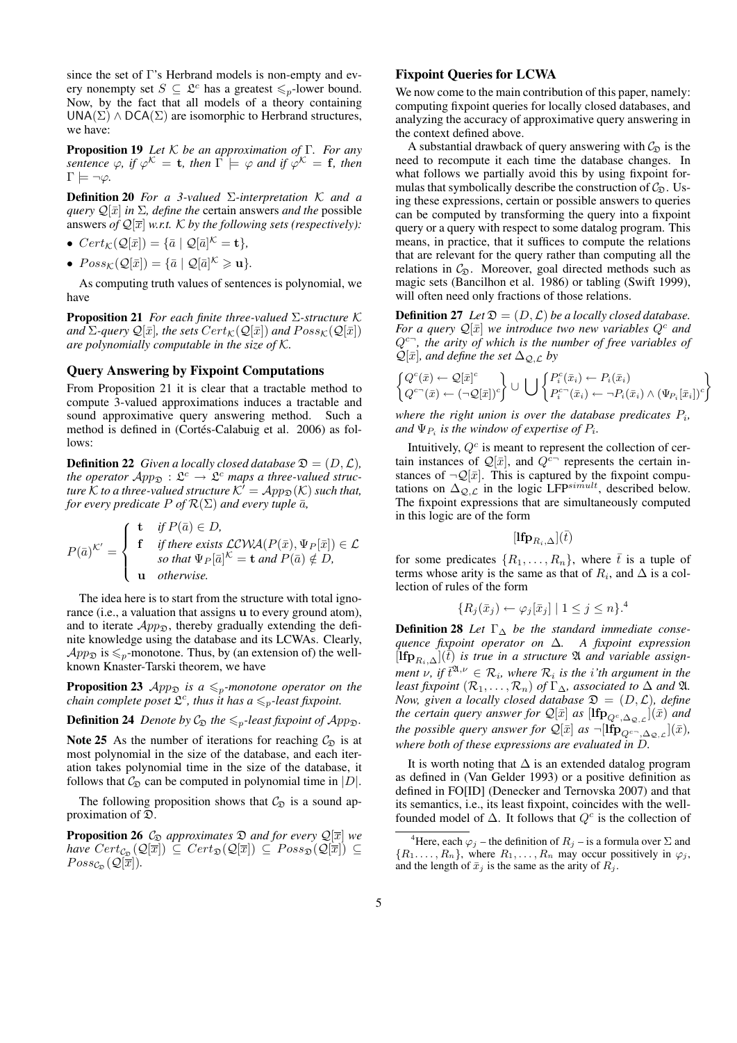since the set of $\Gamma$'s Herbrand models is non-empty and every nonempty set $S \subseteq \mathfrak{L}^c$ has a greatest $\leqslant_p$-lower bound. Now, by the fact that all models of a theory containing $\mathsf{UNA}(\Sigma) \wedge \mathsf{DCA}(\Sigma)$ are isomorphic to Herbrand structures, we have:

**Proposition 19** *Let $\mathcal{K}$ be an approximation of $\Gamma$. For any sentence $\varphi$, if $\varphi^{\mathcal{K}} = \mathbf{t}$, then $\Gamma \models \varphi$ and if $\varphi^{\mathcal{K}} = \mathbf{f}$, then $\Gamma \models \neg\varphi$.*

**Definition 20** *For a 3-valued $\Sigma$-interpretation $\mathcal{K}$ and a query $\mathcal{Q}[\bar{x}]$ in $\Sigma$, define the* certain answers *and the* possible answers *of $\mathcal{Q}[\overline{x}]$ w.r.t. $\mathcal{K}$ by the following sets (respectively):*

- $Cert_{\mathcal{K}}(\mathcal{Q}[\bar{x}]) = \{\bar{a} \mid \mathcal{Q}[\bar{a}]^{\mathcal{K}} = \mathbf{t}\}$,
- $Poss_{\mathcal{K}}(\mathcal{Q}[\bar{x}]) = \{\bar{a} \mid \mathcal{Q}[\bar{a}]^{\mathcal{K}} \geqslant \mathbf{u}\}$.

As computing truth values of sentences is polynomial, we have

**Proposition 21** *For each finite three-valued $\Sigma$-structure $\mathcal{K}$ and $\Sigma$-query $\mathcal{Q}[\bar{x}]$, the sets $Cert_{\mathcal{K}}(\mathcal{Q}[\bar{x}])$ and $Poss_{\mathcal{K}}(\mathcal{Q}[\bar{x}])$ are polynomially computable in the size of $\mathcal{K}$.*

## Query Answering by Fixpoint Computations

From Proposition 21 it is clear that a tractable method to compute 3-valued approximations induces a tractable and sound approximative query answering method. Such a method is defined in (Cortés-Calabuig et al. 2006) as follows:

**Definition 22** *Given a locally closed database $\mathfrak{D} = (D, \mathcal{L})$, the operator $\mathcal{A}pp_{\mathfrak{D}} : \mathfrak{L}^c \to \mathfrak{L}^c$ maps a three-valued structure $\mathcal{K}$ to a three-valued structure $\mathcal{K}' = \mathcal{A}pp_{\mathfrak{D}}(\mathcal{K})$ such that, for every predicate $P$ of $\mathcal{R}(\Sigma)$ and every tuple $\bar{a}$,*

$$P(\bar{a})^{\mathcal{K}'} = \begin{cases} \mathbf{t} & \text{if } P(\bar{a}) \in D, \\ \mathbf{f} & \text{if there exists } \mathcal{LCWA}(P(\bar{x}), \Psi_P[\bar{x}]) \in \mathcal{L} \\ & \text{so that } \Psi_P[\bar{a}]^{\mathcal{K}} = \mathbf{t} \text{ and } P(\bar{a}) \notin D, \\ \mathbf{u} & \text{otherwise.} \end{cases}$$

The idea here is to start from the structure with total ignorance (i.e., a valuation that assigns $\mathbf{u}$ to every ground atom), and to iterate $\mathcal{A}pp_{\mathfrak{D}}$, thereby gradually extending the definite knowledge using the database and its LCWAs. Clearly, $\mathcal{A}pp_{\mathfrak{D}}$ is $\leqslant_p$-monotone. Thus, by (an extension of) the well-known Knaster-Tarski theorem, we have

**Proposition 23** *$\mathcal{A}pp_{\mathfrak{D}}$ is a $\leqslant_p$-monotone operator on the chain complete poset $\mathfrak{L}^c$, thus it has a $\leqslant_p$-least fixpoint.*

**Definition 24** *Denote by $\mathcal{C}_{\mathfrak{D}}$ the $\leqslant_p$-least fixpoint of $\mathcal{A}pp_{\mathfrak{D}}$.*

**Note 25** As the number of iterations for reaching $\mathcal{C}_{\mathfrak{D}}$ is at most polynomial in the size of the database, and each iteration takes polynomial time in the size of the database, it follows that $\mathcal{C}_{\mathfrak{D}}$ can be computed in polynomial time in $|D|$.

The following proposition shows that $\mathcal{C}_{\mathfrak{D}}$ is a sound approximation of $\mathfrak{D}$.

**Proposition 26** *$\mathcal{C}_{\mathfrak{D}}$ approximates $\mathfrak{D}$ and for every $\mathcal{Q}[\overline{x}]$ we have $Cert_{\mathcal{C}_{\mathfrak{D}}}(\mathcal{Q}[\overline{x}]) \subseteq Cert_{\mathfrak{D}}(\mathcal{Q}[\overline{x}]) \subseteq Poss_{\mathfrak{D}}(\mathcal{Q}[\overline{x}]) \subseteq Poss_{\mathcal{C}_{\mathfrak{D}}}(\mathcal{Q}[\overline{x}])$.*

## Fixpoint Queries for LCWA

We now come to the main contribution of this paper, namely: computing fixpoint queries for locally closed databases, and analyzing the accuracy of approximative query answering in the context defined above.

A substantial drawback of query answering with $\mathcal{C}_{\mathfrak{D}}$ is the need to recompute it each time the database changes. In what follows we partially avoid this by using fixpoint formulas that symbolically describe the construction of $\mathcal{C}_{\mathfrak{D}}$. Using these expressions, certain or possible answers to queries can be computed by transforming the query into a fixpoint query or a query with respect to some datalog program. This means, in practice, that it suffices to compute the relations that are relevant for the query rather than computing all the relations in $\mathcal{C}_{\mathfrak{D}}$. Moreover, goal directed methods such as magic sets (Bancilhon et al. 1986) or tabling (Swift 1999), will often need only fractions of those relations.

**Definition 27** *Let $\mathfrak{D} = (D, \mathcal{L})$ be a locally closed database. For a query $\mathcal{Q}[\bar{x}]$ we introduce two new variables $Q^c$ and $Q^{c\neg}$, the arity of which is the number of free variables of $\mathcal{Q}[\bar{x}]$, and define the set $\Delta_{\mathcal{Q},\mathcal{L}}$ by*

$$\left\{ \begin{array}{l} Q^c(\bar{x}) \leftarrow \mathcal{Q}[\bar{x}]^c \\ Q^{c\neg}(\bar{x}) \leftarrow (\neg\mathcal{Q}[\bar{x}])^c \end{array} \right\} \cup \bigcup \left\{ \begin{array}{l} P_i^c(\bar{x}_i) \leftarrow P_i(\bar{x}_i) \\ P_i^{c\neg}(\bar{x}_i) \leftarrow \neg P_i(\bar{x}_i) \wedge (\Psi_{P_i}[\bar{x}_i])^c \end{array} \right\}$$

*where the right union is over the database predicates $P_i$, and $\Psi_{P_i}$ is the window of expertise of $P_i$.*

Intuitively, $Q^c$ is meant to represent the collection of certain instances of $\mathcal{Q}[\bar{x}]$, and $Q^{c\neg}$ represents the certain instances of $\neg\mathcal{Q}[\bar{x}]$. This is captured by the fixpoint computations on $\Delta_{\mathcal{Q},\mathcal{L}}$ in the logic LFP$^{simult}$, described below. The fixpoint expressions that are simultaneously computed in this logic are of the form

$$[\mathbf{lfp}_{R_i,\Delta}](\bar{t})$$

for some predicates $\{R_1, \ldots, R_n\}$, where $\bar{t}$ is a tuple of terms whose arity is the same as that of $R_i$, and $\Delta$ is a collection of rules of the form

$$\{R_j(\bar{x}_j) \leftarrow \varphi_j[\bar{x}_j] \mid 1 \leq j \leq n\}.$$[4]

**Definition 28** *Let $\Gamma_\Delta$ be the standard immediate consequence fixpoint operator on $\Delta$. A fixpoint expression $[\mathbf{lfp}_{R_i,\Delta}](\bar{t})$ is true in a structure $\mathfrak{A}$ and variable assignment $\nu$, if $\bar{t}^{\mathfrak{A},\nu} \in \mathcal{R}_i$, where $\mathcal{R}_i$ is the $i$'th argument in the least fixpoint $(\mathcal{R}_1, \ldots, \mathcal{R}_n)$ of $\Gamma_\Delta$, associated to $\Delta$ and $\mathfrak{A}$. Now, given a locally closed database $\mathfrak{D} = (D, \mathcal{L})$, define the certain query answer for $\mathcal{Q}[\bar{x}]$ as $[\mathbf{lfp}_{Q^c,\Delta_{\mathcal{Q},\mathcal{L}}}](\bar{x})$ and the possible query answer for $\mathcal{Q}[\bar{x}]$ as $\neg[\mathbf{lfp}_{Q^{c\neg},\Delta_{\mathcal{Q},\mathcal{L}}}](\bar{x})$, where both of these expressions are evaluated in $D$.*

It is worth noting that $\Delta$ is an extended datalog program as defined in (Van Gelder 1993) or a positive definition as defined in FO[ID] (Denecker and Ternovska 2007) and that its semantics, i.e., its least fixpoint, coincides with the well-founded model of $\Delta$. It follows that $Q^c$ is the collection of

[4] Here, each $\varphi_j$ – the definition of $R_j$ – is a formula over $\Sigma$ and $\{R_1, \ldots, R_n\}$, where $R_1, \ldots, R_n$ may occur possitively in $\varphi_j$, and the length of $\bar{x}_j$ is the same as the arity of $R_j$.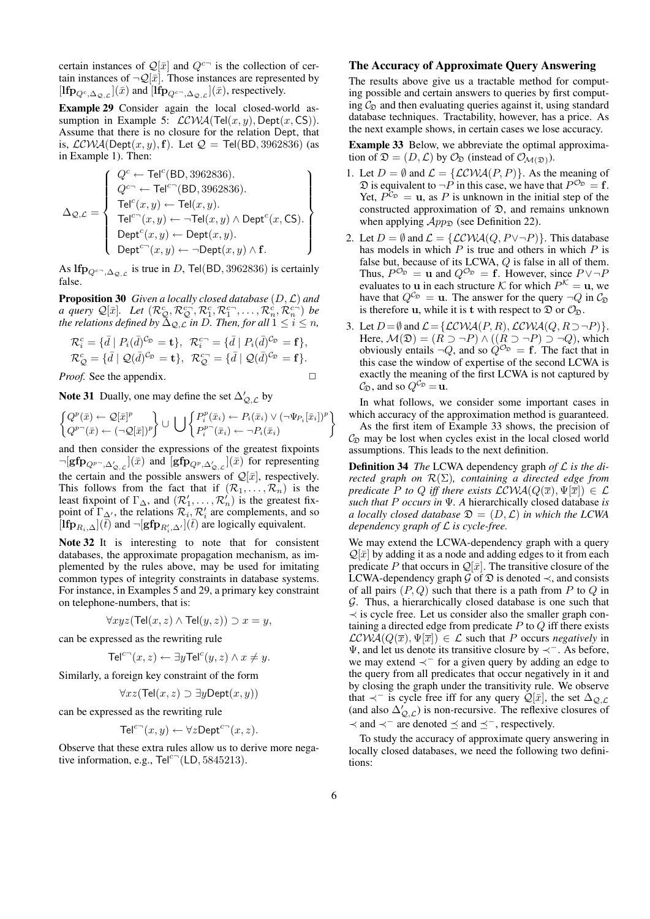certain instances of $\mathcal{Q}[\bar{x}]$ and $Q^{c\neg}$ is the collection of certain instances of $\neg\mathcal{Q}[\bar{x}]$. Those instances are represented by $[\mathbf{lfp}_{Q^c,\Delta_{\mathcal{Q},\mathcal{L}}}](\bar{x})$ and $[\mathbf{lfp}_{Q^{c\neg},\Delta_{\mathcal{Q},\mathcal{L}}}](\bar{x})$, respectively.

**Example 29** Consider again the local closed-world assumption in Example 5: $\mathcal{LCWA}(\mathsf{Tel}(x,y), \mathsf{Dept}(x, \mathsf{CS}))$. Assume that there is no closure for the relation Dept, that is, $\mathcal{LCWA}(\mathsf{Dept}(x,y), \mathbf{f})$. Let $\mathcal{Q} = \mathsf{Tel}(\mathsf{BD}, 3962836)$ (as in Example 1). Then:

$$\Delta_{\mathcal{Q},\mathcal{L}} = \left\{ \begin{array}{l} Q^c \leftarrow \mathsf{Tel}^c(\mathsf{BD}, 3962836). \\ Q^{c\neg} \leftarrow \mathsf{Tel}^{c\neg}(\mathsf{BD}, 3962836). \\ \mathsf{Tel}^c(x,y) \leftarrow \mathsf{Tel}(x,y). \\ \mathsf{Tel}^{c\neg}(x,y) \leftarrow \neg\mathsf{Tel}(x,y) \wedge \mathsf{Dept}^c(x,\mathsf{CS}). \\ \mathsf{Dept}^c(x,y) \leftarrow \mathsf{Dept}(x,y). \\ \mathsf{Dept}^{c\neg}(x,y) \leftarrow \neg\mathsf{Dept}(x,y) \wedge \mathbf{f}. \end{array} \right\}$$

As $\mathbf{lfp}_{Q^{c\neg},\Delta_{\mathcal{Q},\mathcal{L}}}$ is true in $D$, $\mathsf{Tel}(\mathsf{BD}, 3962836)$ is certainly false.

**Proposition 30** *Given a locally closed database $(D, \mathcal{L})$ and a query $\mathcal{Q}[\bar{x}]$. Let $(\mathcal{R}^c_{\mathcal{Q}}, \mathcal{R}^{c\neg}_{\mathcal{Q}}, \mathcal{R}^c_1, \mathcal{R}^{c\neg}_1, \ldots, \mathcal{R}^c_n, \mathcal{R}^{c\neg}_n)$ be the relations defined by $\Delta_{\mathcal{Q},\mathcal{L}}$ in D. Then, for all $1 \leq i \leq n$,*

$$\mathcal{R}^c_i = \{\bar{d} \mid P_i(\bar{d})^{\mathcal{C}_{\mathfrak{D}}} = \mathbf{t}\},\ \ \mathcal{R}^{c\neg}_i = \{\bar{d} \mid P_i(\bar{d})^{\mathcal{C}_{\mathfrak{D}}} = \mathbf{f}\},$$
$$\mathcal{R}^c_{\mathcal{Q}} = \{\bar{d} \mid \mathcal{Q}(\bar{d})^{\mathcal{C}_{\mathfrak{D}}} = \mathbf{t}\},\ \ \mathcal{R}^{c\neg}_{\mathcal{Q}} = \{\bar{d} \mid \mathcal{Q}(\bar{d})^{\mathcal{C}_{\mathfrak{D}}} = \mathbf{f}\}.$$

*Proof.* See the appendix. □

**Note 31** Dually, one may define the set $\Delta'_{\mathcal{Q},\mathcal{L}}$ by

$$\left\{ \begin{array}{l} Q^p(\bar{x}) \leftarrow \mathcal{Q}[\bar{x}]^p \\ Q^{p\neg}(\bar{x}) \leftarrow (\neg\mathcal{Q}[\bar{x}])^p \end{array} \right\} \cup \bigcup \left\{ \begin{array}{l} P^p_i(\bar{x}_i) \leftarrow P_i(\bar{x}_i) \vee (\neg\Psi_{P_i}[\bar{x}_i])^p \\ P^{p\neg}_i(\bar{x}_i) \leftarrow \neg P_i(\bar{x}_i) \end{array} \right\}$$

and then consider the expressions of the greatest fixpoints $\neg[\mathbf{gfp}_{Q^{p\neg},\Delta'_{\mathcal{Q},\mathcal{L}}}](\bar{x})$ and $[\mathbf{gfp}_{Q^p,\Delta'_{\mathcal{Q},\mathcal{L}}}](\bar{x})$ for representing the certain and the possible answers of $\mathcal{Q}[\bar{x}]$, respectively. This follows from the fact that if $(\mathcal{R}_1, \ldots, \mathcal{R}_n)$ is the least fixpoint of $\Gamma_\Delta$, and $(\mathcal{R}'_1, \ldots, \mathcal{R}'_n)$ is the greatest fixpoint of $\Gamma_{\Delta'}$, the relations $\mathcal{R}_i, \mathcal{R}'_i$ are complements, and so $[\mathbf{lfp}_{R_i,\Delta}](\bar{t})$ and $\neg[\mathbf{gfp}_{R'_i,\Delta'}](\bar{t})$ are logically equivalent.

**Note 32** It is interesting to note that for consistent databases, the approximate propagation mechanism, as implemented by the rules above, may be used for imitating common types of integrity constraints in database systems. For instance, in Examples 5 and 29, a primary key constraint on telephone-numbers, that is:

$$\forall xyz(\mathsf{Tel}(x,z) \wedge \mathsf{Tel}(y,z)) \supset x = y,$$

can be expressed as the rewriting rule

$$\mathsf{Tel}^{c\neg}(x,z) \leftarrow \exists y \mathsf{Tel}^c(y,z) \wedge x \neq y.$$

Similarly, a foreign key constraint of the form

$$\forall xz(\mathsf{Tel}(x,z) \supset \exists y \mathsf{Dept}(x,y))$$

can be expressed as the rewriting rule

$$\mathsf{Tel}^{c\neg}(x,y) \leftarrow \forall z \mathsf{Dept}^{c\neg}(x,z).$$

Observe that these extra rules allow us to derive more negative information, e.g., $\mathsf{Tel}^{c\neg}(\mathsf{LD}, 5845213)$.

## The Accuracy of Approximate Query Answering

The results above give us a tractable method for computing possible and certain answers to queries by first computing $\mathcal{C}_{\mathfrak{D}}$ and then evaluating queries against it, using standard database techniques. Tractability, however, has a price. As the next example shows, in certain cases we lose accuracy.

**Example 33** Below, we abbreviate the optimal approximation of $\mathfrak{D} = (D, \mathcal{L})$ by $\mathcal{O}_{\mathfrak{D}}$ (instead of $\mathcal{O}_{\mathcal{M}(\mathfrak{D})}$).

1. Let $D = \emptyset$ and $\mathcal{L} = \{\mathcal{LCWA}(P, P)\}$. As the meaning of $\mathfrak{D}$ is equivalent to $\neg P$ in this case, we have that $P^{\mathcal{O}_{\mathfrak{D}}} = \mathbf{f}$. Yet, $P^{\mathcal{C}_{\mathfrak{D}}} = \mathbf{u}$, as $P$ is unknown in the initial step of the constructed approximation of $\mathfrak{D}$, and remains unknown when applying $\mathcal{A}pp_{\mathfrak{D}}$ (see Definition 22).
2. Let $D = \emptyset$ and $\mathcal{L} = \{\mathcal{LCWA}(Q, P \vee \neg P)\}$. This database has models in which $P$ is true and others in which $P$ is false, but, because of its LCWA, $Q$ is false in all of them. Thus, $P^{\mathcal{O}_{\mathfrak{D}}} = \mathbf{u}$ and $Q^{\mathcal{O}_{\mathfrak{D}}} = \mathbf{f}$. However, since $P \vee \neg P$ evaluates to $\mathbf{u}$ in each structure $\mathcal{K}$ for which $P^{\mathcal{K}} = \mathbf{u}$, we have that $Q^{\mathcal{C}_{\mathfrak{D}}} = \mathbf{u}$. The answer for the query $\neg Q$ in $\mathcal{C}_{\mathfrak{D}}$ is therefore $\mathbf{u}$, while it is $\mathbf{t}$ with respect to $\mathfrak{D}$ or $\mathcal{O}_{\mathfrak{D}}$.
3. Let $D = \emptyset$ and $\mathcal{L} = \{\mathcal{LCWA}(P, R), \mathcal{LCWA}(Q, R \supset \neg P)\}$. Here, $\mathcal{M}(\mathfrak{D}) = (R \supset \neg P) \wedge ((R \supset \neg P) \supset \neg Q)$, which obviously entails $\neg Q$, and so $Q^{\mathcal{O}_{\mathfrak{D}}} = \mathbf{f}$. The fact that in this case the window of expertise of the second LCWA is exactly the meaning of the first LCWA is not captured by $\mathcal{C}_{\mathfrak{D}}$, and so $Q^{\mathcal{C}_{\mathfrak{D}}} = \mathbf{u}$.

In what follows, we consider some important cases in which accuracy of the approximation method is guaranteed.

As the first item of Example 33 shows, the precision of $\mathcal{C}_{\mathfrak{D}}$ may be lost when cycles exist in the local closed world assumptions. This leads to the next definition.

**Definition 34** *The* LCWA dependency graph *of $\mathcal{L}$ is the directed graph on $\mathcal{R}(\Sigma)$, containing a directed edge from predicate $P$ to $Q$ iff there exists $\mathcal{LCWA}(Q(\overline{x}), \Psi[\overline{x}]) \in \mathcal{L}$ such that $P$ occurs in $\Psi$. A* hierarchically closed database *is a locally closed database $\mathfrak{D} = (D, \mathcal{L})$ in which the LCWA dependency graph of $\mathcal{L}$ is cycle-free.*

We may extend the LCWA-dependency graph with a query $\mathcal{Q}[\bar{x}]$ by adding it as a node and adding edges to it from each predicate $P$ that occurs in $\mathcal{Q}[\bar{x}]$. The transitive closure of the LCWA-dependency graph $\mathcal{G}$ of $\mathfrak{D}$ is denoted $\prec$, and consists of all pairs $(P, Q)$ such that there is a path from $P$ to $Q$ in $\mathcal{G}$. Thus, a hierarchically closed database is one such that $\prec$ is cycle free. Let us consider also the smaller graph containing a directed edge from predicate $P$ to $Q$ iff there exists $\mathcal{LCWA}(Q(\overline{x}), \Psi[\overline{x}]) \in \mathcal{L}$ such that $P$ occurs *negatively* in $\Psi$, and let us denote its transitive closure by $\prec^-$. As before, we may extend $\prec^-$ for a given query by adding an edge to the query from all predicates that occur negatively in it and by closing the graph under the transitivity rule. We observe that $\prec^-$ is cycle free iff for any query $\mathcal{Q}[\bar{x}]$, the set $\Delta_{\mathcal{Q},\mathcal{L}}$ (and also $\Delta'_{\mathcal{Q},\mathcal{L}}$) is non-recursive. The reflexive closures of $\prec$ and $\prec^-$ are denoted $\preceq$ and $\preceq^-$, respectively.

To study the accuracy of approximate query answering in locally closed databases, we need the following two definitions: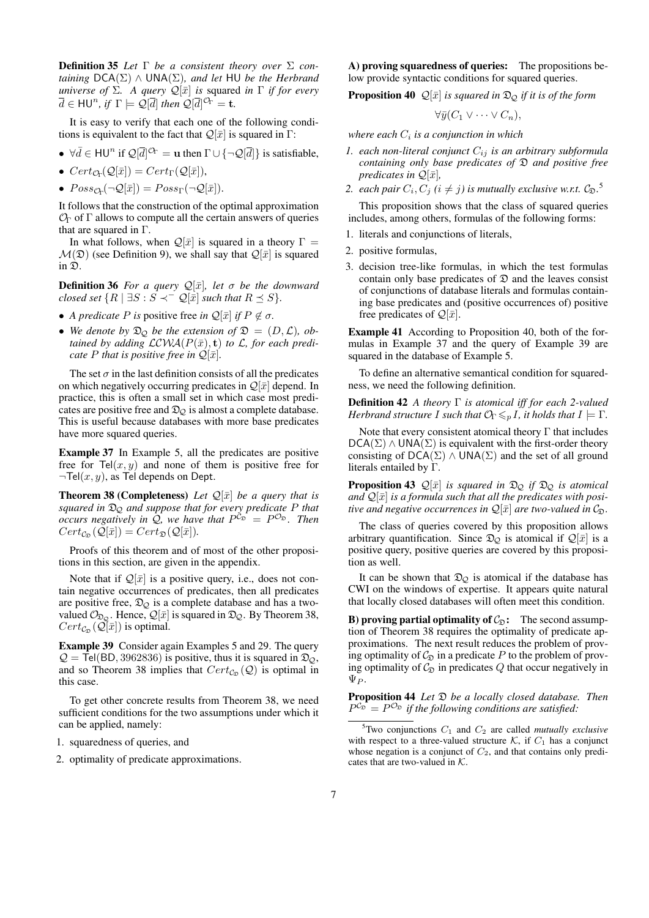**Definition 35** *Let $\Gamma$ be a consistent theory over $\Sigma$ containing $\mathsf{DCA}(\Sigma) \wedge \mathsf{UNA}(\Sigma)$, and let $\mathsf{HU}$ be the Herbrand universe of $\Sigma$. A query $\mathcal{Q}[\bar{x}]$ is* squared *in $\Gamma$ if for every $\overline{d} \in \mathsf{HU}^n$, if $\Gamma \models \mathcal{Q}[\overline{d}]$ then $\mathcal{Q}[\overline{d}]^{\mathcal{O}_\Gamma} = \mathbf{t}$.*

It is easy to verify that each one of the following conditions is equivalent to the fact that $\mathcal{Q}[\bar{x}]$ is squared in $\Gamma$:

- $\forall \bar{d} \in \mathsf{HU}^n$ if $\mathcal{Q}[\overline{d}]^{\mathcal{O}_\Gamma} = \mathbf{u}$ then $\Gamma \cup \{\neg \mathcal{Q}[\overline{d}]\}$ is satisfiable,
- $Cert_{\mathcal{O}_\Gamma}(\mathcal{Q}[\bar{x}]) = Cert_\Gamma(\mathcal{Q}[\bar{x}])$,
- $Poss_{\mathcal{O}_\Gamma}(\neg\mathcal{Q}[\bar{x}]) = Poss_\Gamma(\neg\mathcal{Q}[\bar{x}])$.

It follows that the construction of the optimal approximation $\mathcal{O}_\Gamma$ of $\Gamma$ allows to compute all the certain answers of queries that are squared in $\Gamma$.

In what follows, when $\mathcal{Q}[\bar{x}]$ is squared in a theory $\Gamma = \mathcal{M}(\mathfrak{D})$ (see Definition 9), we shall say that $\mathcal{Q}[\bar{x}]$ is squared in $\mathfrak{D}$.

**Definition 36** *For a query $\mathcal{Q}[\bar{x}]$, let $\sigma$ be the downward closed set $\{R \mid \exists S : S \prec^- \mathcal{Q}[\bar{x}]$ such that $R \preceq S\}$.*

- *A predicate $P$ is* positive free *in $\mathcal{Q}[\bar{x}]$ if $P \notin \sigma$.*
- *We denote by $\mathfrak{D}_\mathcal{Q}$ be the extension of $\mathfrak{D} = (D, \mathcal{L})$, obtained by adding $\mathcal{LCWA}(P(\bar{x}), \mathbf{t})$ to $\mathcal{L}$, for each predicate $P$ that is positive free in $\mathcal{Q}[\bar{x}]$.*

The set $\sigma$ in the last definition consists of all the predicates on which negatively occurring predicates in $\mathcal{Q}[\bar{x}]$ depend. In practice, this is often a small set in which case most predicates are positive free and $\mathfrak{D}_\mathcal{Q}$ is almost a complete database. This is useful because databases with more base predicates have more squared queries.

**Example 37** In Example 5, all the predicates are positive free for $\mathsf{Tel}(x, y)$ and none of them is positive free for $\neg\mathsf{Tel}(x, y)$, as $\mathsf{Tel}$ depends on $\mathsf{Dept}$.

**Theorem 38 (Completeness)** *Let $\mathcal{Q}[\bar{x}]$ be a query that is squared in $\mathfrak{D}_\mathcal{Q}$ and suppose that for every predicate $P$ that occurs negatively in $\mathcal{Q}$, we have that $P^{\mathcal{C}_\mathfrak{D}} = P^{\mathcal{O}_\mathfrak{D}}$. Then $Cert_{\mathcal{C}_\mathfrak{D}}(\mathcal{Q}[\bar{x}]) = Cert_\mathfrak{D}(\mathcal{Q}[\bar{x}])$.*

Proofs of this theorem and of most of the other propositions in this section, are given in the appendix.

Note that if $\mathcal{Q}[\bar{x}]$ is a positive query, i.e., does not contain negative occurrences of predicates, then all predicates are positive free, $\mathfrak{D}_\mathcal{Q}$ is a complete database and has a two-valued $\mathcal{O}_{\mathfrak{D}_\mathcal{Q}}$. Hence, $\mathcal{Q}[\bar{x}]$ is squared in $\mathfrak{D}_\mathcal{Q}$. By Theorem 38, $Cert_{\mathcal{C}_\mathfrak{D}}(\mathcal{Q}[\bar{x}])$ is optimal.

**Example 39** Consider again Examples 5 and 29. The query $\mathcal{Q} = \mathsf{Tel}(\mathsf{BD}, 3962836)$ is positive, thus it is squared in $\mathfrak{D}_\mathcal{Q}$, and so Theorem 38 implies that $Cert_{\mathcal{C}_\mathfrak{D}}(\mathcal{Q})$ is optimal in this case.

To get other concrete results from Theorem 38, we need sufficient conditions for the two assumptions under which it can be applied, namely:

1. squaredness of queries, and
2. optimality of predicate approximations.

**A) proving squaredness of queries:** The propositions below provide syntactic conditions for squared queries.

**Proposition 40** *$\mathcal{Q}[\bar{x}]$ is squared in $\mathfrak{D}_\mathcal{Q}$ if it is of the form*

$$\forall \bar{y}(C_1 \vee \cdots \vee C_n),$$

*where each $C_i$ is a conjunction in which*

1. *each non-literal conjunct $C_{ij}$ is an arbitrary subformula containing only base predicates of $\mathfrak{D}$ and positive free predicates in $\mathcal{Q}[\bar{x}]$,*
2. *each pair $C_i, C_j$ ($i \neq j$) is mutually exclusive w.r.t. $\mathcal{C}_\mathfrak{D}$.*[5]

This proposition shows that the class of squared queries includes, among others, formulas of the following forms:

1. literals and conjunctions of literals,
2. positive formulas,
3. decision tree-like formulas, in which the test formulas contain only base predicates of $\mathfrak{D}$ and the leaves consist of conjunctions of database literals and formulas containing base predicates and (positive occurrences of) positive free predicates of $\mathcal{Q}[\bar{x}]$.

**Example 41** According to Proposition 40, both of the formulas in Example 37 and the query of Example 39 are squared in the database of Example 5.

To define an alternative semantical condition for squaredness, we need the following definition.

**Definition 42** *A theory $\Gamma$ is atomical iff for each 2-valued Herbrand structure $I$ such that $\mathcal{O}_\Gamma \leqslant_p I$, it holds that $I \models \Gamma$.*

Note that every consistent atomical theory $\Gamma$ that includes $\mathsf{DCA}(\Sigma) \wedge \mathsf{UNA}(\Sigma)$ is equivalent with the first-order theory consisting of $\mathsf{DCA}(\Sigma) \wedge \mathsf{UNA}(\Sigma)$ and the set of all ground literals entailed by $\Gamma$.

**Proposition 43** *$\mathcal{Q}[\bar{x}]$ is squared in $\mathfrak{D}_\mathcal{Q}$ if $\mathfrak{D}_\mathcal{Q}$ is atomical and $\mathcal{Q}[\bar{x}]$ is a formula such that all the predicates with positive and negative occurrences in $\mathcal{Q}[\bar{x}]$ are two-valued in $\mathcal{C}_\mathfrak{D}$.*

The class of queries covered by this proposition allows arbitrary quantification. Since $\mathfrak{D}_\mathcal{Q}$ is atomical if $\mathcal{Q}[\bar{x}]$ is a positive query, positive queries are covered by this proposition as well.

It can be shown that $\mathfrak{D}_\mathcal{Q}$ is atomical if the database has CWI on the windows of expertise. It appears quite natural that locally closed databases will often meet this condition.

**B) proving partial optimality of $\mathcal{C}_\mathfrak{D}$:** The second assumption of Theorem 38 requires the optimality of predicate approximations. The next result reduces the problem of proving optimality of $\mathcal{C}_\mathfrak{D}$ in a predicate $P$ to the problem of proving optimality of $\mathcal{C}_\mathfrak{D}$ in predicates $Q$ that occur negatively in $\Psi_P$.

**Proposition 44** *Let $\mathfrak{D}$ be a locally closed database. Then $P^{\mathcal{C}_\mathfrak{D}} = P^{\mathcal{O}_\mathfrak{D}}$ if the following conditions are satisfied:*

[5] Two conjunctions $C_1$ and $C_2$ are called *mutually exclusive* with respect to a three-valued structure $\mathcal{K}$, if $C_1$ has a conjunct whose negation is a conjunct of $C_2$, and that contains only predicates that are two-valued in $\mathcal{K}$.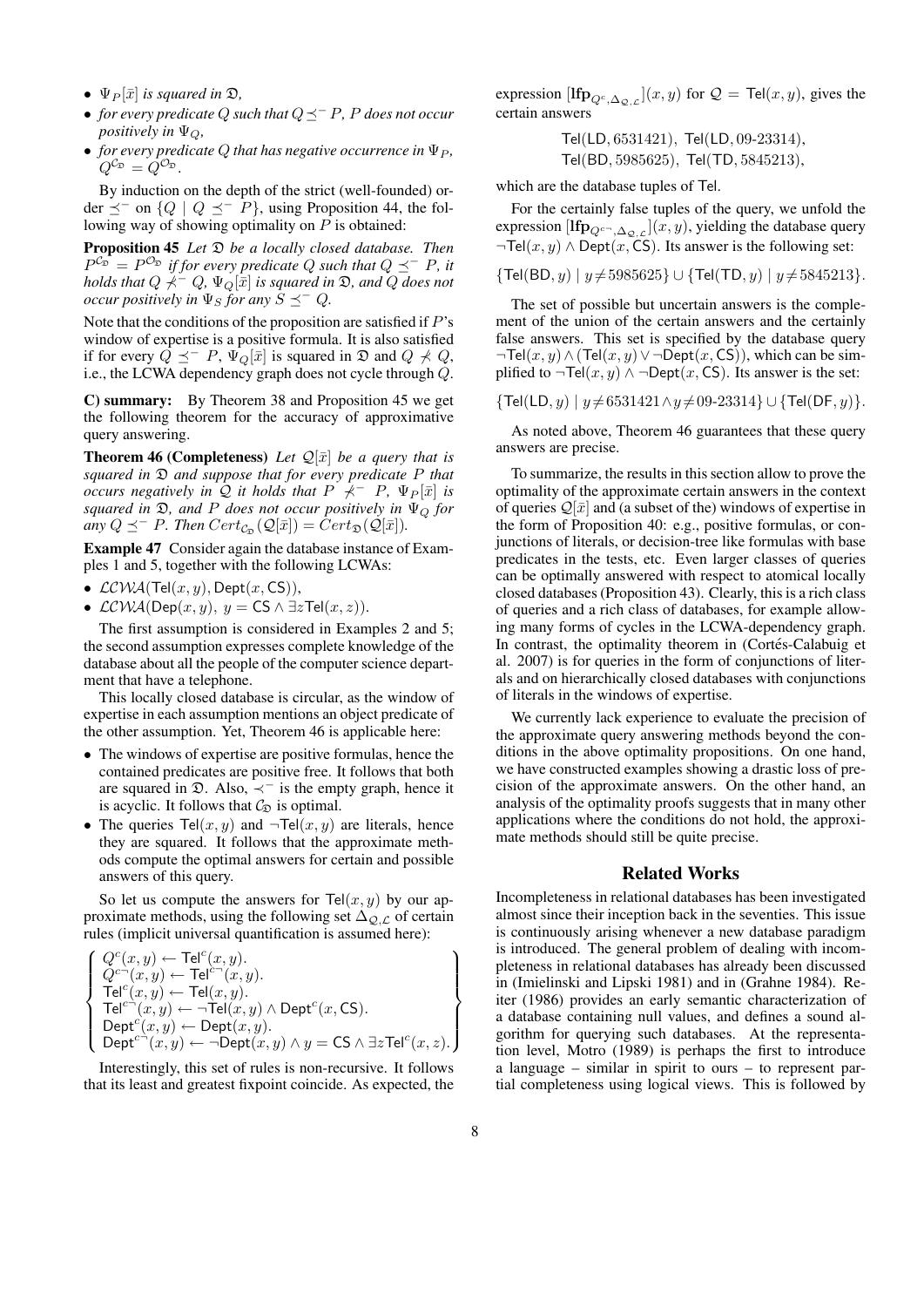- $\Psi_P[\bar{x}]$ *is squared in* $\mathfrak{D}$*,*
- *for every predicate* $Q$ *such that* $Q \preceq^- P$*,* $P$ *does not occur positively in* $\Psi_Q$*,*
- *for every predicate* $Q$ *that has negative occurrence in* $\Psi_P$*,* $Q^{\mathcal{C}_\mathfrak{D}} = Q^{\mathcal{O}_\mathfrak{D}}$*.*

By induction on the depth of the strict (well-founded) order $\preceq^-$ on $\{Q \mid Q \preceq^- P\}$, using Proposition 44, the following way of showing optimality on $P$ is obtained:

**Proposition 45** *Let* $\mathfrak{D}$ *be a locally closed database. Then* $P^{\mathcal{C}_\mathfrak{D}} = P^{\mathcal{O}_\mathfrak{D}}$ *if for every predicate* $Q$ *such that* $Q \preceq^- P$*, it holds that* $Q \not\prec^- Q$*,* $\Psi_Q[\bar{x}]$ *is squared in* $\mathfrak{D}$*, and* $Q$ *does not occur positively in* $\Psi_S$ *for any* $S \preceq^- Q$*.*

Note that the conditions of the proposition are satisfied if $P$'s window of expertise is a positive formula. It is also satisfied if for every $Q \preceq^- P$, $\Psi_Q[\bar{x}]$ is squared in $\mathfrak{D}$ and $Q \not\prec Q$, i.e., the LCWA dependency graph does not cycle through $Q$.

**C) summary:** By Theorem 38 and Proposition 45 we get the following theorem for the accuracy of approximative query answering.

**Theorem 46 (Completeness)** *Let* $\mathcal{Q}[\bar{x}]$ *be a query that is squared in* $\mathfrak{D}$ *and suppose that for every predicate* $P$ *that occurs negatively in* $\mathcal{Q}$ *it holds that* $P \not\prec^- P$*,* $\Psi_P[\bar{x}]$ *is squared in* $\mathfrak{D}$*, and* $P$ *does not occur positively in* $\Psi_Q$ *for any* $Q \preceq^- P$*. Then* $Cert_{\mathcal{C}_\mathfrak{D}}(\mathcal{Q}[\bar{x}]) = Cert_\mathfrak{D}(\mathcal{Q}[\bar{x}])$*.*

**Example 47** Consider again the database instance of Examples 1 and 5, together with the following LCWAs:

- $\mathcal{LCWA}(\mathsf{Tel}(x,y), \mathsf{Dept}(x,\mathsf{CS}))$,
- $\mathcal{LCWA}(\mathsf{Dep}(x,y),\ y = \mathsf{CS} \wedge \exists z \mathsf{Tel}(x,z))$.

The first assumption is considered in Examples 2 and 5; the second assumption expresses complete knowledge of the database about all the people of the computer science department that have a telephone.

This locally closed database is circular, as the window of expertise in each assumption mentions an object predicate of the other assumption. Yet, Theorem 46 is applicable here:

- The windows of expertise are positive formulas, hence the contained predicates are positive free. It follows that both are squared in $\mathfrak{D}$. Also, $\prec^-$ is the empty graph, hence it is acyclic. It follows that $\mathcal{C}_\mathfrak{D}$ is optimal.
- The queries $\mathsf{Tel}(x,y)$ and $\neg\mathsf{Tel}(x,y)$ are literals, hence they are squared. It follows that the approximate methods compute the optimal answers for certain and possible answers of this query.

So let us compute the answers for $\mathsf{Tel}(x,y)$ by our approximate methods, using the following set $\Delta_{\mathcal{Q},\mathcal{L}}$ of certain rules (implicit universal quantification is assumed here):

$$
\left\{
\begin{array}{l}
Q^c(x,y) \leftarrow \mathsf{Tel}^c(x,y).\\
Q^{c\neg}(x,y) \leftarrow \mathsf{Tel}^{c\neg}(x,y).\\
\mathsf{Tel}^c(x,y) \leftarrow \mathsf{Tel}(x,y).\\
\mathsf{Tel}^{c\neg}(x,y) \leftarrow \neg\mathsf{Tel}(x,y) \wedge \mathsf{Dept}^c(x,\mathsf{CS}).\\
\mathsf{Dept}^c(x,y) \leftarrow \mathsf{Dept}(x,y).\\
\mathsf{Dept}^{c\neg}(x,y) \leftarrow \neg\mathsf{Dept}(x,y) \wedge y = \mathsf{CS} \wedge \exists z \mathsf{Tel}^c(x,z).
\end{array}
\right\}
$$

Interestingly, this set of rules is non-recursive. It follows that its least and greatest fixpoint coincide. As expected, the expression $[\mathbf{lfp}_{Q^c,\Delta_{\mathcal{Q},\mathcal{L}}}](x,y)$ for $\mathcal{Q} = \mathsf{Tel}(x,y)$, gives the certain answers

$$
\mathsf{Tel}(\mathsf{LD}, 6531421),\ \mathsf{Tel}(\mathsf{LD}, 09\text{-}23314),\\
\mathsf{Tel}(\mathsf{BD}, 5985625),\ \mathsf{Tel}(\mathsf{TD}, 5845213),
$$

which are the database tuples of Tel.

For the certainly false tuples of the query, we unfold the expression $[\mathbf{lfp}_{Q^{c\neg},\Delta_{\mathcal{Q},\mathcal{L}}}](x,y)$, yielding the database query $\neg\mathsf{Tel}(x,y) \wedge \mathsf{Dept}(x,\mathsf{CS})$. Its answer is the following set:

$$
\{\mathsf{Tel}(\mathsf{BD}, y) \mid y \neq 5985625\} \cup \{\mathsf{Tel}(\mathsf{TD}, y) \mid y \neq 5845213\}.
$$

The set of possible but uncertain answers is the complement of the union of the certain answers and the certainly false answers. This set is specified by the database query $\neg\mathsf{Tel}(x,y) \wedge (\mathsf{Tel}(x,y) \vee \neg\mathsf{Dept}(x,\mathsf{CS}))$, which can be simplified to $\neg\mathsf{Tel}(x,y) \wedge \neg\mathsf{Dept}(x,\mathsf{CS})$. Its answer is the set:

$$
\{\mathsf{Tel}(\mathsf{LD}, y) \mid y \neq 6531421 \wedge y \neq 09\text{-}23314\} \cup \{\mathsf{Tel}(\mathsf{DF}, y)\}.
$$

As noted above, Theorem 46 guarantees that these query answers are precise.

To summarize, the results in this section allow to prove the optimality of the approximate certain answers in the context of queries $\mathcal{Q}[\bar{x}]$ and (a subset of the) windows of expertise in the form of Proposition 40: e.g., positive formulas, or conjunctions of literals, or decision-tree like formulas with base predicates in the tests, etc. Even larger classes of queries can be optimally answered with respect to atomical locally closed databases (Proposition 43). Clearly, this is a rich class of queries and a rich class of databases, for example allowing many forms of cycles in the LCWA-dependency graph. In contrast, the optimality theorem in (Cortés-Calabuig et al. 2007) is for queries in the form of conjunctions of literals and on hierarchically closed databases with conjunctions of literals in the windows of expertise.

We currently lack experience to evaluate the precision of the approximate query answering methods beyond the conditions in the above optimality propositions. On one hand, we have constructed examples showing a drastic loss of precision of the approximate answers. On the other hand, an analysis of the optimality proofs suggests that in many other applications where the conditions do not hold, the approximate methods should still be quite precise.

## Related Works

Incompleteness in relational databases has been investigated almost since their inception back in the seventies. This issue is continuously arising whenever a new database paradigm is introduced. The general problem of dealing with incompleteness in relational databases has already been discussed in (Imielinski and Lipski 1981) and in (Grahne 1984). Reiter (1986) provides an early semantic characterization of a database containing null values, and defines a sound algorithm for querying such databases. At the representation level, Motro (1989) is perhaps the first to introduce a language – similar in spirit to ours – to represent partial completeness using logical views. This is followed by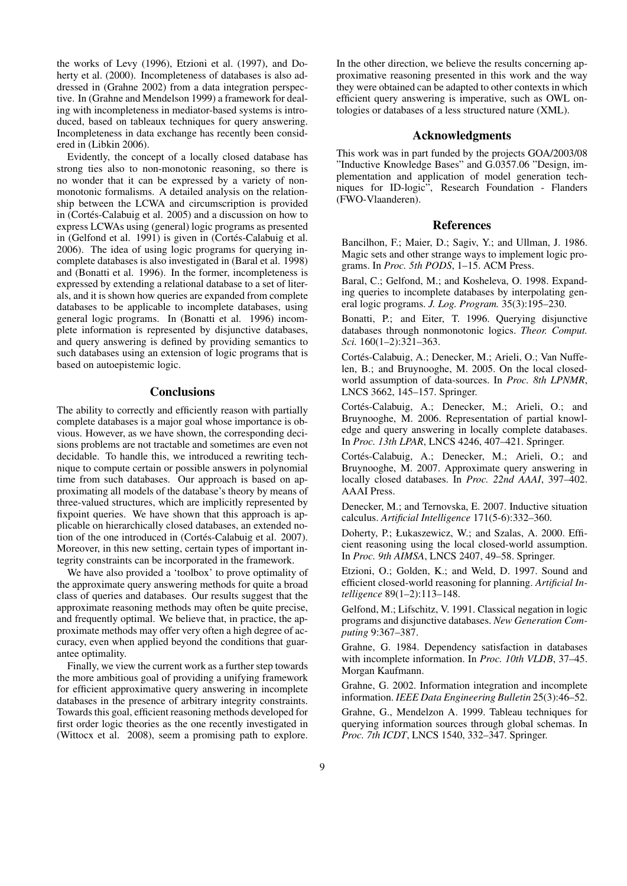the works of Levy (1996), Etzioni et al. (1997), and Doherty et al. (2000). Incompleteness of databases is also addressed in (Grahne 2002) from a data integration perspective. In (Grahne and Mendelson 1999) a framework for dealing with incompleteness in mediator-based systems is introduced, based on tableaux techniques for query answering. Incompleteness in data exchange has recently been considered in (Libkin 2006).

Evidently, the concept of a locally closed database has strong ties also to non-monotonic reasoning, so there is no wonder that it can be expressed by a variety of non-monotonic formalisms. A detailed analysis on the relationship between the LCWA and circumscription is provided in (Cortés-Calabuig et al. 2005) and a discussion on how to express LCWAs using (general) logic programs as presented in (Gelfond et al. 1991) is given in (Cortés-Calabuig et al. 2006). The idea of using logic programs for querying incomplete databases is also investigated in (Baral et al. 1998) and (Bonatti et al. 1996). In the former, incompleteness is expressed by extending a relational database to a set of literals, and it is shown how queries are expanded from complete databases to be applicable to incomplete databases, using general logic programs. In (Bonatti et al. 1996) incomplete information is represented by disjunctive databases, and query answering is defined by providing semantics to such databases using an extension of logic programs that is based on autoepistemic logic.

## Conclusions

The ability to correctly and efficiently reason with partially complete databases is a major goal whose importance is obvious. However, as we have shown, the corresponding decisions problems are not tractable and sometimes are even not decidable. To handle this, we introduced a rewriting technique to compute certain or possible answers in polynomial time from such databases. Our approach is based on approximating all models of the database's theory by means of three-valued structures, which are implicitly represented by fixpoint queries. We have shown that this approach is applicable on hierarchically closed databases, an extended notion of the one introduced in (Cortés-Calabuig et al. 2007). Moreover, in this new setting, certain types of important integrity constraints can be incorporated in the framework.

We have also provided a 'toolbox' to prove optimality of the approximate query answering methods for quite a broad class of queries and databases. Our results suggest that the approximate reasoning methods may often be quite precise, and frequently optimal. We believe that, in practice, the approximate methods may offer very often a high degree of accuracy, even when applied beyond the conditions that guarantee optimality.

Finally, we view the current work as a further step towards the more ambitious goal of providing a unifying framework for efficient approximative query answering in incomplete databases in the presence of arbitrary integrity constraints. Towards this goal, efficient reasoning methods developed for first order logic theories as the one recently investigated in (Wittocx et al. 2008), seem a promising path to explore. In the other direction, we believe the results concerning approximative reasoning presented in this work and the way they were obtained can be adapted to other contexts in which efficient query answering is imperative, such as OWL ontologies or databases of a less structured nature (XML).

## Acknowledgments

This work was in part funded by the projects GOA/2003/08 "Inductive Knowledge Bases" and G.0357.06 "Design, implementation and application of model generation techniques for ID-logic", Research Foundation - Flanders (FWO-Vlaanderen).

## References

Bancilhon, F.; Maier, D.; Sagiv, Y.; and Ullman, J. 1986. Magic sets and other strange ways to implement logic programs. In *Proc. 5th PODS*, 1–15. ACM Press.

Baral, C.; Gelfond, M.; and Kosheleva, O. 1998. Expanding queries to incomplete databases by interpolating general logic programs. *J. Log. Program.* 35(3):195–230.

Bonatti, P.; and Eiter, T. 1996. Querying disjunctive databases through nonmonotonic logics. *Theor. Comput. Sci.* 160(1–2):321–363.

Cortés-Calabuig, A.; Denecker, M.; Arieli, O.; Van Nuffelen, B.; and Bruynooghe, M. 2005. On the local closed-world assumption of data-sources. In *Proc. 8th LPNMR*, LNCS 3662, 145–157. Springer.

Cortés-Calabuig, A.; Denecker, M.; Arieli, O.; and Bruynooghe, M. 2006. Representation of partial knowledge and query answering in locally complete databases. In *Proc. 13th LPAR*, LNCS 4246, 407–421. Springer.

Cortés-Calabuig, A.; Denecker, M.; Arieli, O.; and Bruynooghe, M. 2007. Approximate query answering in locally closed databases. In *Proc. 22nd AAAI*, 397–402. AAAI Press.

Denecker, M.; and Ternovska, E. 2007. Inductive situation calculus. *Artificial Intelligence* 171(5-6):332–360.

Doherty, P.; Łukaszewicz, W.; and Szalas, A. 2000. Efficient reasoning using the local closed-world assumption. In *Proc. 9th AIMSA*, LNCS 2407, 49–58. Springer.

Etzioni, O.; Golden, K.; and Weld, D. 1997. Sound and efficient closed-world reasoning for planning. *Artificial Intelligence* 89(1–2):113–148.

Gelfond, M.; Lifschitz, V. 1991. Classical negation in logic programs and disjunctive databases. *New Generation Computing* 9:367–387.

Grahne, G. 1984. Dependency satisfaction in databases with incomplete information. In *Proc. 10th VLDB*, 37–45. Morgan Kaufmann.

Grahne, G. 2002. Information integration and incomplete information. *IEEE Data Engineering Bulletin* 25(3):46–52.

Grahne, G., Mendelzon A. 1999. Tableau techniques for querying information sources through global schemas. In *Proc. 7th ICDT*, LNCS 1540, 332–347. Springer.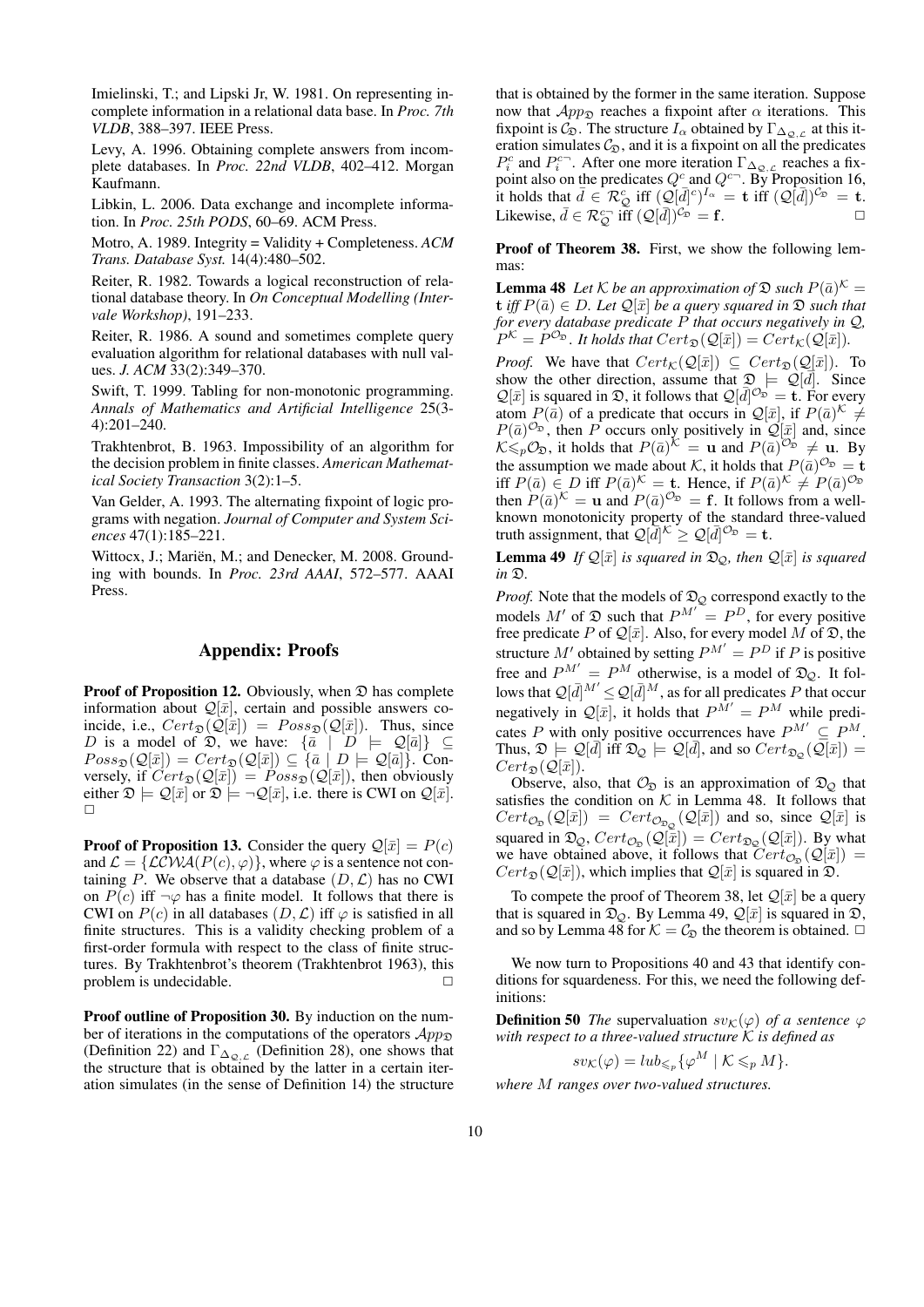Imielinski, T.; and Lipski Jr, W. 1981. On representing incomplete information in a relational data base. In *Proc. 7th VLDB*, 388–397. IEEE Press.

Levy, A. 1996. Obtaining complete answers from incomplete databases. In *Proc. 22nd VLDB*, 402–412. Morgan Kaufmann.

Libkin, L. 2006. Data exchange and incomplete information. In *Proc. 25th PODS*, 60–69. ACM Press.

Motro, A. 1989. Integrity = Validity + Completeness. *ACM Trans. Database Syst.* 14(4):480–502.

Reiter, R. 1982. Towards a logical reconstruction of relational database theory. In *On Conceptual Modelling (Intervale Workshop)*, 191–233.

Reiter, R. 1986. A sound and sometimes complete query evaluation algorithm for relational databases with null values. *J. ACM* 33(2):349–370.

Swift, T. 1999. Tabling for non-monotonic programming. *Annals of Mathematics and Artificial Intelligence* 25(3-4):201–240.

Trakhtenbrot, B. 1963. Impossibility of an algorithm for the decision problem in finite classes. *American Mathematical Society Transaction* 3(2):1–5.

Van Gelder, A. 1993. The alternating fixpoint of logic programs with negation. *Journal of Computer and System Sciences* 47(1):185–221.

Wittocx, J.; Mariën, M.; and Denecker, M. 2008. Grounding with bounds. In *Proc. 23rd AAAI*, 572–577. AAAI Press.

## Appendix: Proofs

**Proof of Proposition 12.** Obviously, when $\mathfrak{D}$ has complete information about $\mathcal{Q}[\bar{x}]$, certain and possible answers coincide, i.e., $Cert_{\mathfrak{D}}(\mathcal{Q}[\bar{x}]) = Poss_{\mathfrak{D}}(\mathcal{Q}[\bar{x}])$. Thus, since $D$ is a model of $\mathfrak{D}$, we have: $\{\bar{a} \mid D \models \mathcal{Q}[\bar{a}]\} \subseteq Poss_{\mathfrak{D}}(\mathcal{Q}[\bar{x}]) = Cert_{\mathfrak{D}}(\mathcal{Q}[\bar{x}]) \subseteq \{\bar{a} \mid D \models \mathcal{Q}[\bar{a}]\}$. Conversely, if $Cert_{\mathfrak{D}}(\mathcal{Q}[\bar{x}]) = Poss_{\mathfrak{D}}(\mathcal{Q}[\bar{x}])$, then obviously either $\mathfrak{D} \models \mathcal{Q}[\bar{x}]$ or $\mathfrak{D} \models \neg\mathcal{Q}[\bar{x}]$, i.e. there is CWI on $\mathcal{Q}[\bar{x}]$. $\square$

**Proof of Proposition 13.** Consider the query $\mathcal{Q}[\bar{x}] = P(c)$ and $\mathcal{L} = \{\mathcal{LCWA}(P(c), \varphi)\}$, where $\varphi$ is a sentence not containing $P$. We observe that a database $(D, \mathcal{L})$ has no CWI on $P(c)$ iff $\neg\varphi$ has a finite model. It follows that there is CWI on $P(c)$ in all databases $(D, \mathcal{L})$ iff $\varphi$ is satisfied in all finite structures. This is a validity checking problem of a first-order formula with respect to the class of finite structures. By Trakhtenbrot's theorem (Trakhtenbrot 1963), this problem is undecidable. $\square$

**Proof outline of Proposition 30.** By induction on the number of iterations in the computations of the operators $\mathcal{A}pp_{\mathfrak{D}}$ (Definition 22) and $\Gamma_{\Delta_{\mathcal{Q},\mathcal{L}}}$ (Definition 28), one shows that the structure that is obtained by the latter in a certain iteration simulates (in the sense of Definition 14) the structure that is obtained by the former in the same iteration. Suppose now that $\mathcal{A}pp_{\mathfrak{D}}$ reaches a fixpoint after $\alpha$ iterations. This fixpoint is $\mathcal{C}_{\mathfrak{D}}$. The structure $I_\alpha$ obtained by $\Gamma_{\Delta_{\mathcal{Q},\mathcal{L}}}$ at this iteration simulates $\mathcal{C}_{\mathfrak{D}}$, and it is a fixpoint on all the predicates $P_i^c$ and $P_i^{c\neg}$. After one more iteration $\Gamma_{\Delta_{\mathcal{Q},\mathcal{L}}}$ reaches a fixpoint also on the predicates $Q^c$ and $Q^{c\neg}$. By Proposition 16, it holds that $\bar{d} \in \mathcal{R}^c_{\mathcal{Q}}$ iff $(\mathcal{Q}[\bar{d}]^c)^{I_\alpha} = \mathbf{t}$ iff $(\mathcal{Q}[\bar{d}])^{\mathcal{C}_{\mathfrak{D}}} = \mathbf{t}$. Likewise, $\bar{d} \in \mathcal{R}^{c\neg}_{\mathcal{Q}}$ iff $(\mathcal{Q}[\bar{d}])^{\mathcal{C}_{\mathfrak{D}}} = \mathbf{f}$. $\square$

**Proof of Theorem 38.** First, we show the following lemmas:

**Lemma 48** *Let $\mathcal{K}$ be an approximation of $\mathfrak{D}$ such $P(\bar{a})^{\mathcal{K}} = \mathbf{t}$ iff $P(\bar{a}) \in D$. Let $\mathcal{Q}[\bar{x}]$ be a query squared in $\mathfrak{D}$ such that for every database predicate $P$ that occurs negatively in $\mathcal{Q}$, $P^{\mathcal{K}} = P^{\mathcal{O}_{\mathfrak{D}}}$. It holds that $Cert_{\mathfrak{D}}(\mathcal{Q}[\bar{x}]) = Cert_{\mathcal{K}}(\mathcal{Q}[\bar{x}])$.*

*Proof.* We have that $Cert_{\mathcal{K}}(\mathcal{Q}[\bar{x}]) \subseteq Cert_{\mathfrak{D}}(\mathcal{Q}[\bar{x}])$. To show the other direction, assume that $\mathfrak{D} \models \mathcal{Q}[\bar{d}]$. Since $\mathcal{Q}[\bar{x}]$ is squared in $\mathfrak{D}$, it follows that $\mathcal{Q}[\bar{d}]^{\mathcal{O}_{\mathfrak{D}}} = \mathbf{t}$. For every atom $P(\bar{a})$ of a predicate that occurs in $\mathcal{Q}[\bar{x}]$, if $P(\bar{a})^{\mathcal{K}} \neq P(\bar{a})^{\mathcal{O}_{\mathfrak{D}}}$, then $P$ occurs only positively in $\mathcal{Q}[\bar{x}]$ and, since $\mathcal{K} \leqslant_p \mathcal{O}_{\mathfrak{D}}$, it holds that $P(\bar{a})^{\mathcal{K}} = \mathbf{u}$ and $P(\bar{a})^{\mathcal{O}_{\mathfrak{D}}} \neq \mathbf{u}$. By the assumption we made about $\mathcal{K}$, it holds that $P(\bar{a})^{\mathcal{O}_{\mathfrak{D}}} = \mathbf{t}$ iff $P(\bar{a}) \in D$ iff $P(\bar{a})^{\mathcal{K}} = \mathbf{t}$. Hence, if $P(\bar{a})^{\mathcal{K}} \neq P(\bar{a})^{\mathcal{O}_{\mathfrak{D}}}$ then $P(\bar{a})^{\mathcal{K}} = \mathbf{u}$ and $P(\bar{a})^{\mathcal{O}_{\mathfrak{D}}} = \mathbf{f}$. It follows from a well-known monotonicity property of the standard three-valued truth assignment, that $\mathcal{Q}[\bar{d}]^{\mathcal{K}} \geq \mathcal{Q}[\bar{d}]^{\mathcal{O}_{\mathfrak{D}}} = \mathbf{t}$.

**Lemma 49** *If $\mathcal{Q}[\bar{x}]$ is squared in $\mathfrak{D}_{\mathcal{Q}}$, then $\mathcal{Q}[\bar{x}]$ is squared in $\mathfrak{D}$.*

*Proof.* Note that the models of $\mathfrak{D}_{\mathcal{Q}}$ correspond exactly to the models $M'$ of $\mathfrak{D}$ such that $P^{M'} = P^D$, for every positive free predicate $P$ of $\mathcal{Q}[\bar{x}]$. Also, for every model $M$ of $\mathfrak{D}$, the structure $M'$ obtained by setting $P^{M'} = P^D$ if $P$ is positive free and $P^{M'} = P^M$ otherwise, is a model of $\mathfrak{D}_{\mathcal{Q}}$. It follows that $\mathcal{Q}[\bar{d}]^{M'} \leq \mathcal{Q}[\bar{d}]^M$, as for all predicates $P$ that occur negatively in $\mathcal{Q}[\bar{x}]$, it holds that $P^{M'} = P^M$ while predicates $P$ with only positive occurrences have $P^{M'} \subseteq P^M$. Thus, $\mathfrak{D} \models \mathcal{Q}[\bar{d}]$ iff $\mathfrak{D}_{\mathcal{Q}} \models \mathcal{Q}[\bar{d}]$, and so $Cert_{\mathfrak{D}_{\mathcal{Q}}}(\mathcal{Q}[\bar{x}]) = Cert_{\mathfrak{D}}(\mathcal{Q}[\bar{x}])$.

Observe, also, that $\mathcal{O}_{\mathfrak{D}}$ is an approximation of $\mathfrak{D}_{\mathcal{Q}}$ that satisfies the condition on $\mathcal{K}$ in Lemma 48. It follows that $Cert_{\mathcal{O}_{\mathfrak{D}}}(\mathcal{Q}[\bar{x}]) = Cert_{\mathcal{O}_{\mathfrak{D}_{\mathcal{Q}}}}(\mathcal{Q}[\bar{x}])$ and so, since $\mathcal{Q}[\bar{x}]$ is squared in $\mathfrak{D}_{\mathcal{Q}}$, $Cert_{\mathcal{O}_{\mathfrak{D}}}(\mathcal{Q}[\bar{x}]) = Cert_{\mathfrak{D}_{\mathcal{Q}}}(\mathcal{Q}[\bar{x}])$. By what we have obtained above, it follows that $Cert_{\mathcal{O}_{\mathfrak{D}}}(\mathcal{Q}[\bar{x}]) = Cert_{\mathfrak{D}}(\mathcal{Q}[\bar{x}])$, which implies that $\mathcal{Q}[\bar{x}]$ is squared in $\mathfrak{D}$.

To compete the proof of Theorem 38, let $\mathcal{Q}[\bar{x}]$ be a query that is squared in $\mathfrak{D}_{\mathcal{Q}}$. By Lemma 49, $\mathcal{Q}[\bar{x}]$ is squared in $\mathfrak{D}$, and so by Lemma 48 for $\mathcal{K} = \mathcal{C}_{\mathfrak{D}}$ the theorem is obtained. $\square$

We now turn to Propositions 40 and 43 that identify conditions for squaredness. For this, we need the following definitions:

**Definition 50** *The* supervaluation $sv_{\mathcal{K}}(\varphi)$ *of a sentence $\varphi$ with respect to a three-valued structure $\mathcal{K}$ is defined as*

$$sv_{\mathcal{K}}(\varphi) = lub_{\leqslant_p}\{\varphi^M \mid \mathcal{K} \leqslant_p M\}.$$

*where $M$ ranges over two-valued structures.*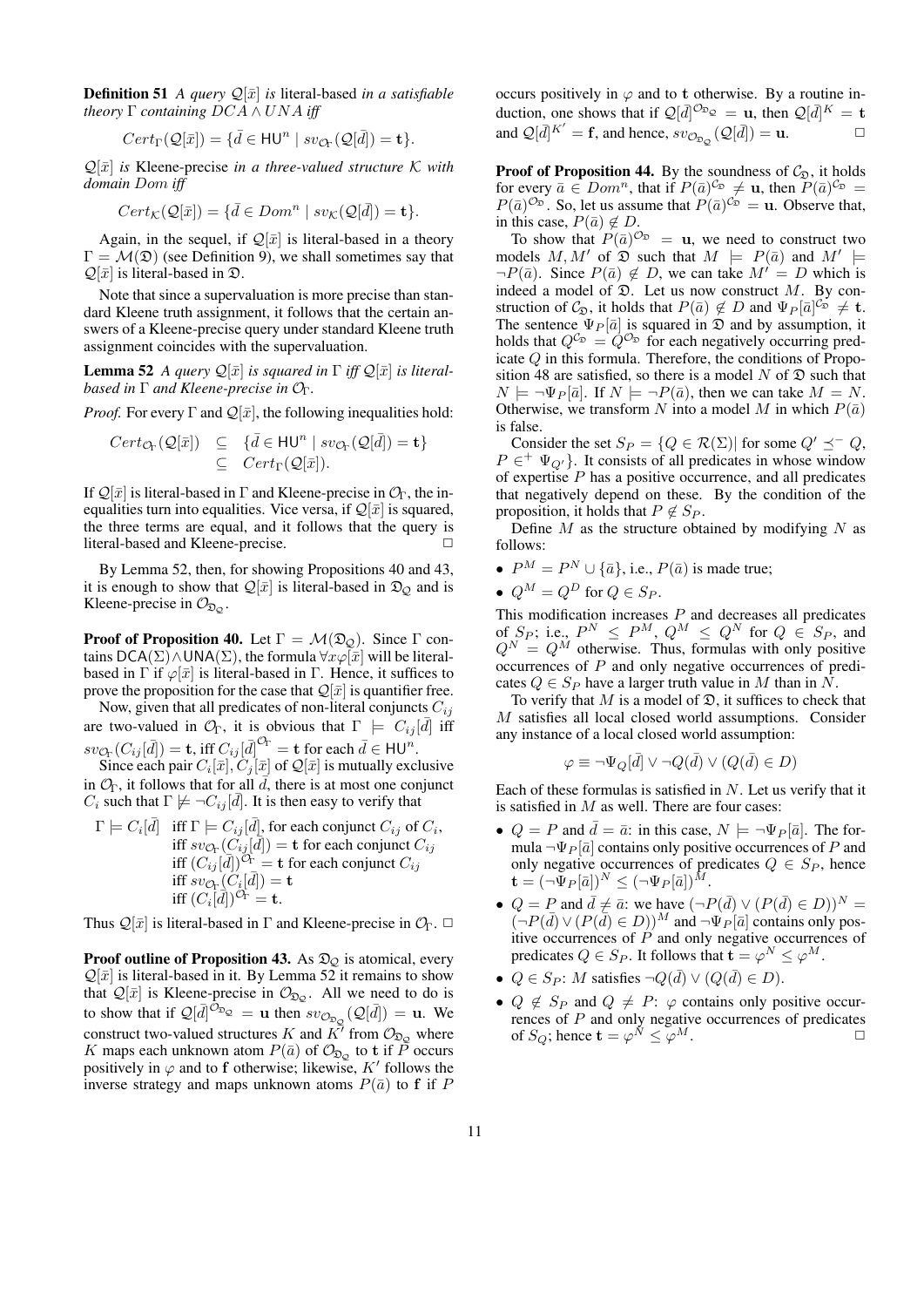**Definition 51** *A query $\mathcal{Q}[\bar{x}]$ is* literal-based *in a satisfiable theory $\Gamma$ containing $DCA \wedge UNA$ iff*

$$Cert_\Gamma(\mathcal{Q}[\bar{x}]) = \{\bar{d} \in \mathsf{HU}^n \mid sv_{\mathcal{O}_\Gamma}(\mathcal{Q}[\bar{d}]) = \mathbf{t}\}.$$

*$\mathcal{Q}[\bar{x}]$ is* Kleene-precise *in a three-valued structure $\mathcal{K}$ with domain $Dom$ iff*

$$Cert_\mathcal{K}(\mathcal{Q}[\bar{x}]) = \{\bar{d} \in Dom^n \mid sv_\mathcal{K}(\mathcal{Q}[\bar{d}]) = \mathbf{t}\}.$$

Again, in the sequel, if $\mathcal{Q}[\bar{x}]$ is literal-based in a theory $\Gamma = \mathcal{M}(\mathfrak{D})$ (see Definition 9), we shall sometimes say that $\mathcal{Q}[\bar{x}]$ is literal-based in $\mathfrak{D}$.

Note that since a supervaluation is more precise than standard Kleene truth assignment, it follows that the certain answers of a Kleene-precise query under standard Kleene truth assignment coincides with the supervaluation.

**Lemma 52** *A query $\mathcal{Q}[\bar{x}]$ is squared in $\Gamma$ iff $\mathcal{Q}[\bar{x}]$ is literal-based in $\Gamma$ and Kleene-precise in $\mathcal{O}_\Gamma$.*

*Proof.* For every $\Gamma$ and $\mathcal{Q}[\bar{x}]$, the following inequalities hold:

$$\begin{aligned} Cert_{\mathcal{O}_\Gamma}(\mathcal{Q}[\bar{x}]) &\subseteq \{\bar{d} \in \mathsf{HU}^n \mid sv_{\mathcal{O}_\Gamma}(\mathcal{Q}[\bar{d}]) = \mathbf{t}\} \\ &\subseteq Cert_\Gamma(\mathcal{Q}[\bar{x}]). \end{aligned}$$

If $\mathcal{Q}[\bar{x}]$ is literal-based in $\Gamma$ and Kleene-precise in $\mathcal{O}_\Gamma$, the inequalities turn into equalities. Vice versa, if $\mathcal{Q}[\bar{x}]$ is squared, the three terms are equal, and it follows that the query is literal-based and Kleene-precise. $\Box$

By Lemma 52, then, for showing Propositions 40 and 43, it is enough to show that $\mathcal{Q}[\bar{x}]$ is literal-based in $\mathfrak{D}_\mathcal{Q}$ and is Kleene-precise in $\mathcal{O}_{\mathfrak{D}_\mathcal{Q}}$.

**Proof of Proposition 40.** Let $\Gamma = \mathcal{M}(\mathfrak{D}_\mathcal{Q})$. Since $\Gamma$ contains $\mathsf{DCA}(\Sigma) \wedge \mathsf{UNA}(\Sigma)$, the formula $\forall x \varphi[\bar{x}]$ will be literal-based in $\Gamma$ if $\varphi[\bar{x}]$ is literal-based in $\Gamma$. Hence, it suffices to prove the proposition for the case that $\mathcal{Q}[\bar{x}]$ is quantifier free.

Now, given that all predicates of non-literal conjuncts $C_{ij}$ are two-valued in $\mathcal{O}_\Gamma$, it is obvious that $\Gamma \models C_{ij}[\bar{d}]$ iff $sv_{\mathcal{O}_\Gamma}(C_{ij}[\bar{d}]) = \mathbf{t}$, iff $C_{ij}[\bar{d}]^{\mathcal{O}_\Gamma} = \mathbf{t}$ for each $\bar{d} \in \mathsf{HU}^n$.

Since each pair $C_i[\bar{x}], C_j[\bar{x}]$ of $\mathcal{Q}[\bar{x}]$ is mutually exclusive in $\mathcal{O}_\Gamma$, it follows that for all $\bar{d}$, there is at most one conjunct $C_i$ such that $\Gamma \not\models \neg C_{ij}[\bar{d}]$. It is then easy to verify that

$$\begin{aligned} \Gamma \models C_i[\bar{d}] \quad & \text{iff } \Gamma \models C_{ij}[\bar{d}], \text{ for each conjunct } C_{ij} \text{ of } C_i, \\ & \text{iff } sv_{\mathcal{O}_\Gamma}(C_{ij}[\bar{d}]) = \mathbf{t} \text{ for each conjunct } C_{ij} \\ & \text{iff } (C_{ij}[\bar{d}])^{\mathcal{O}_\Gamma} = \mathbf{t} \text{ for each conjunct } C_{ij} \\ & \text{iff } sv_{\mathcal{O}_\Gamma}(C_i[\bar{d}]) = \mathbf{t} \\ & \text{iff } (C_i[\bar{d}])^{\mathcal{O}_\Gamma} = \mathbf{t}. \end{aligned}$$

Thus $\mathcal{Q}[\bar{x}]$ is literal-based in $\Gamma$ and Kleene-precise in $\mathcal{O}_\Gamma$. $\Box$

**Proof outline of Proposition 43.** As $\mathfrak{D}_\mathcal{Q}$ is atomical, every $\mathcal{Q}[\bar{x}]$ is literal-based in it. By Lemma 52 it remains to show that $\mathcal{Q}[\bar{x}]$ is Kleene-precise in $\mathcal{O}_{\mathfrak{D}_\mathcal{Q}}$. All we need to do is to show that if $\mathcal{Q}[\bar{d}]^{\mathcal{O}_{\mathfrak{D}_\mathcal{Q}}} = \mathbf{u}$ then $sv_{\mathcal{O}_{\mathfrak{D}_\mathcal{Q}}}(\mathcal{Q}[\bar{d}]) = \mathbf{u}$. We construct two-valued structures $K$ and $K'$ from $\mathcal{O}_{\mathfrak{D}_\mathcal{Q}}$ where $K$ maps each unknown atom $P(\bar{a})$ of $\mathcal{O}_{\mathfrak{D}_\mathcal{Q}}$ to $\mathbf{t}$ if $P$ occurs positively in $\varphi$ and to $\mathbf{f}$ otherwise; likewise, $K'$ follows the inverse strategy and maps unknown atoms $P(\bar{a})$ to $\mathbf{f}$ if $P$ occurs positively in $\varphi$ and to $\mathbf{t}$ otherwise. By a routine induction, one shows that if $\mathcal{Q}[\bar{d}]^{\mathcal{O}_{\mathfrak{D}_\mathcal{Q}}} = \mathbf{u}$, then $\mathcal{Q}[\bar{d}]^K = \mathbf{t}$ and $\mathcal{Q}[\bar{d}]^{K'} = \mathbf{f}$, and hence, $sv_{\mathcal{O}_{\mathfrak{D}_\mathcal{Q}}}(\mathcal{Q}[\bar{d}]) = \mathbf{u}$. $\Box$

**Proof of Proposition 44.** By the soundness of $\mathcal{C}_\mathfrak{D}$, it holds for every $\bar{a} \in Dom^n$, that if $P(\bar{a})^{\mathcal{C}_\mathfrak{D}} \neq \mathbf{u}$, then $P(\bar{a})^{\mathcal{C}_\mathfrak{D}} = P(\bar{a})^{\mathcal{O}_\mathfrak{D}}$. So, let us assume that $P(\bar{a})^{\mathcal{C}_\mathfrak{D}} = \mathbf{u}$. Observe that, in this case, $P(\bar{a}) \notin D$.

To show that $P(\bar{a})^{\mathcal{O}_\mathfrak{D}} = \mathbf{u}$, we need to construct two models $M, M'$ of $\mathfrak{D}$ such that $M \models P(\bar{a})$ and $M' \models \neg P(\bar{a})$. Since $P(\bar{a}) \notin D$, we can take $M' = D$ which is indeed a model of $\mathfrak{D}$. Let us now construct $M$. By construction of $\mathcal{C}_\mathfrak{D}$, it holds that $P(\bar{a}) \notin D$ and $\Psi_P[\bar{a}]^{\mathcal{C}_\mathfrak{D}} \neq \mathbf{t}$. The sentence $\Psi_P[\bar{a}]$ is squared in $\mathfrak{D}$ and by assumption, it holds that $Q^{\mathcal{C}_\mathfrak{D}} = Q^{\mathcal{O}_\mathfrak{D}}$ for each negatively occurring predicate $Q$ in this formula. Therefore, the conditions of Proposition 48 are satisfied, so there is a model $N$ of $\mathfrak{D}$ such that $N \models \neg\Psi_P[\bar{a}]$. If $N \models \neg P(\bar{a})$, then we can take $M = N$. Otherwise, we transform $N$ into a model $M$ in which $P(\bar{a})$ is false.

Consider the set $S_P = \{Q \in \mathcal{R}(\Sigma) \mid \text{for some } Q' \preceq^- Q, P \in^+ \Psi_{Q'}\}$. It consists of all predicates in whose window of expertise $P$ has a positive occurrence, and all predicates that negatively depend on these. By the condition of the proposition, it holds that $P \notin S_P$.

Define $M$ as the structure obtained by modifying $N$ as follows:

- $P^M = P^N \cup \{\bar{a}\}$, i.e., $P(\bar{a})$ is made true;
- $Q^M = Q^D$ for $Q \in S_P$.

This modification increases $P$ and decreases all predicates of $S_P$; i.e., $P^N \leq P^M$, $Q^M \leq Q^N$ for $Q \in S_P$, and $Q^N = Q^M$ otherwise. Thus, formulas with only positive occurrences of $P$ and only negative occurrences of predicates $Q \in S_P$ have a larger truth value in $M$ than in $N$.

To verify that $M$ is a model of $\mathfrak{D}$, it suffices to check that $M$ satisfies all local closed world assumptions. Consider any instance of a local closed world assumption:

$$\varphi \equiv \neg\Psi_Q[\bar{d}] \vee \neg Q(\bar{d}) \vee (Q(\bar{d}) \in D)$$

Each of these formulas is satisfied in $N$. Let us verify that it is satisfied in $M$ as well. There are four cases:

- $Q = P$ and $\bar{d} = \bar{a}$: in this case, $N \models \neg\Psi_P[\bar{a}]$. The formula $\neg\Psi_P[\bar{a}]$ contains only positive occurrences of $P$ and only negative occurrences of predicates $Q \in S_P$, hence $\mathbf{t} = (\neg\Psi_P[\bar{a}])^N \leq (\neg\Psi_P[\bar{a}])^M$.
- $Q = P$ and $\bar{d} \neq \bar{a}$: we have $(\neg P(\bar{d}) \vee (P(\bar{d}) \in D))^N = (\neg P(\bar{d}) \vee (P(\bar{d}) \in D))^M$ and $\neg\Psi_P[\bar{a}]$ contains only positive occurrences of $P$ and only negative occurrences of predicates $Q \in S_P$. It follows that $\mathbf{t} = \varphi^N \leq \varphi^M$.
- $Q \in S_P$: $M$ satisfies $\neg Q(\bar{d}) \vee (Q(\bar{d}) \in D)$.
- $Q \notin S_P$ and $Q \neq P$: $\varphi$ contains only positive occurrences of $P$ and only negative occurrences of predicates of $S_Q$; hence $\mathbf{t} = \varphi^N \leq \varphi^M$. $\Box$